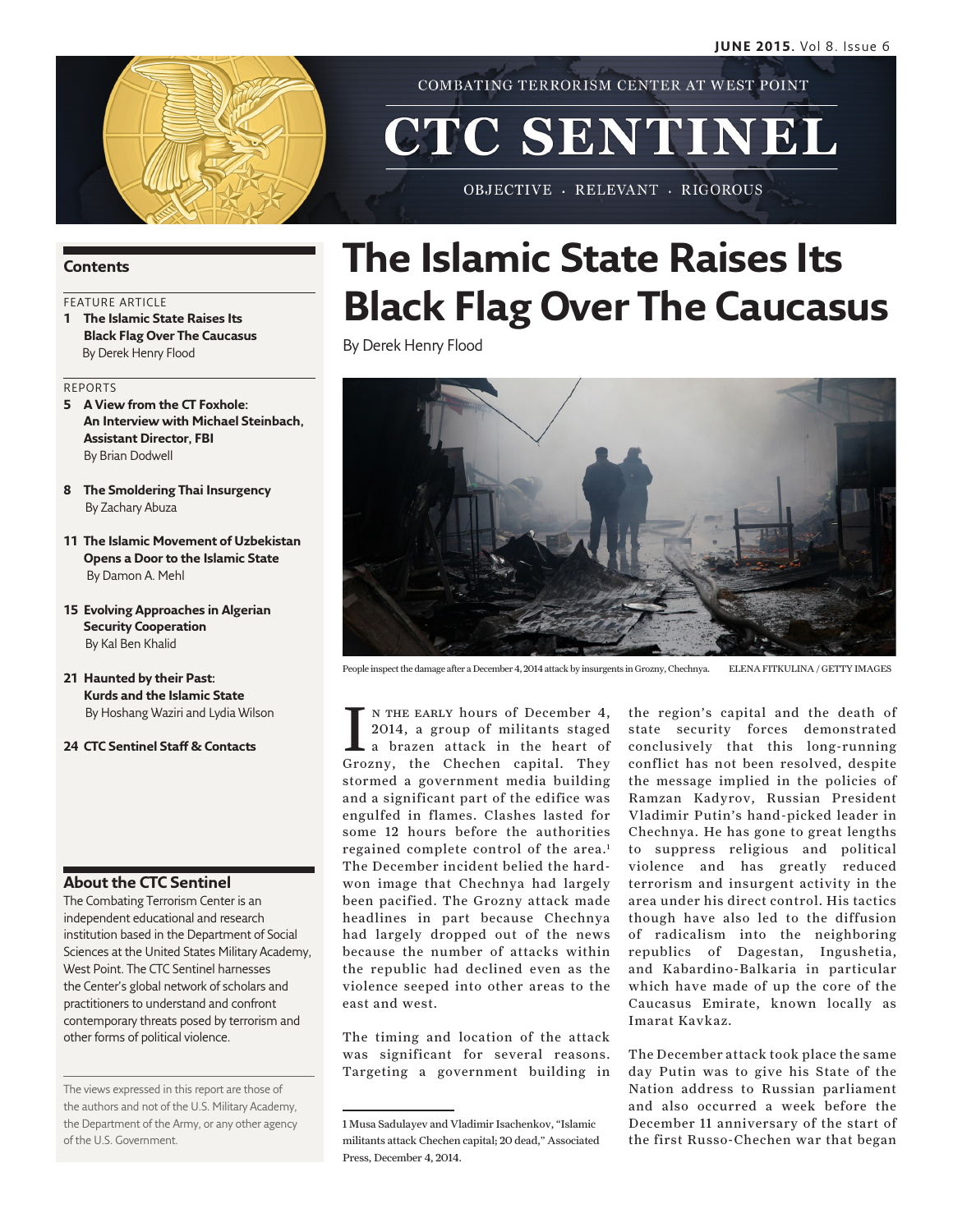COMBATING TERRORISM CENTER AT WEST POINT

# CTC SENTINEL

OBJECTIVE · RELEVANT · RIGOROUS

## Contents

FEATURE ARTICLE

**1 The Islamic State Raises Its Black Flag Over The Caucasus**
By Derek Henry Flood

REPORTS

**5 A View from the CT Foxhole: An Interview with Michael Steinbach, Assistant Director, FBI**
By Brian Dodwell

**8 The Smoldering Thai Insurgency**
By Zachary Abuza

**11 The Islamic Movement of Uzbekistan Opens a Door to the Islamic State**
By Damon A. Mehl

**15 Evolving Approaches in Algerian Security Cooperation**
By Kal Ben Khalid

**21 Haunted by their Past: Kurds and the Islamic State**
By Hoshang Waziri and Lydia Wilson

**24 CTC Sentinel Staff & Contacts**

## About the CTC Sentinel

The Combating Terrorism Center is an independent educational and research institution based in the Department of Social Sciences at the United States Military Academy, West Point. The CTC Sentinel harnesses the Center's global network of scholars and practitioners to understand and confront contemporary threats posed by terrorism and other forms of political violence.

The views expressed in this report are those of the authors and not of the U.S. Military Academy, the Department of the Army, or any other agency of the U.S. Government.

# The Islamic State Raises Its Black Flag Over The Caucasus

By Derek Henry Flood

People inspect the damage after a December 4, 2014 attack by insurgents in Grozny, Chechnya. ELENA FITKULINA / GETTY IMAGES

In the early hours of December 4, 2014, a group of militants staged a brazen attack in the heart of Grozny, the Chechen capital. They stormed a government media building and a significant part of the edifice was engulfed in flames. Clashes lasted for some 12 hours before the authorities regained complete control of the area.[1] The December incident belied the hard-won image that Chechnya had largely been pacified. The Grozny attack made headlines in part because Chechnya had largely dropped out of the news because the number of attacks within the republic had declined even as the violence seeped into other areas to the east and west.

The timing and location of the attack was significant for several reasons. Targeting a government building in the region's capital and the death of state security forces demonstrated conclusively that this long-running conflict has not been resolved, despite the message implied in the policies of Ramzan Kadyrov, Russian President Vladimir Putin's hand-picked leader in Chechnya. He has gone to great lengths to suppress religious and political violence and has greatly reduced terrorism and insurgent activity in the area under his direct control. His tactics though have also led to the diffusion of radicalism into the neighboring republics of Dagestan, Ingushetia, and Kabardino-Balkaria in particular which have made of up the core of the Caucasus Emirate, known locally as Imarat Kavkaz.

The December attack took place the same day Putin was to give his State of the Nation address to Russian parliament and also occurred a week before the December 11 anniversary of the start of the first Russo-Chechen war that began

1 Musa Sadulayev and Vladimir Isachenkov, "Islamic militants attack Chechen capital; 20 dead," Associated Press, December 4, 2014.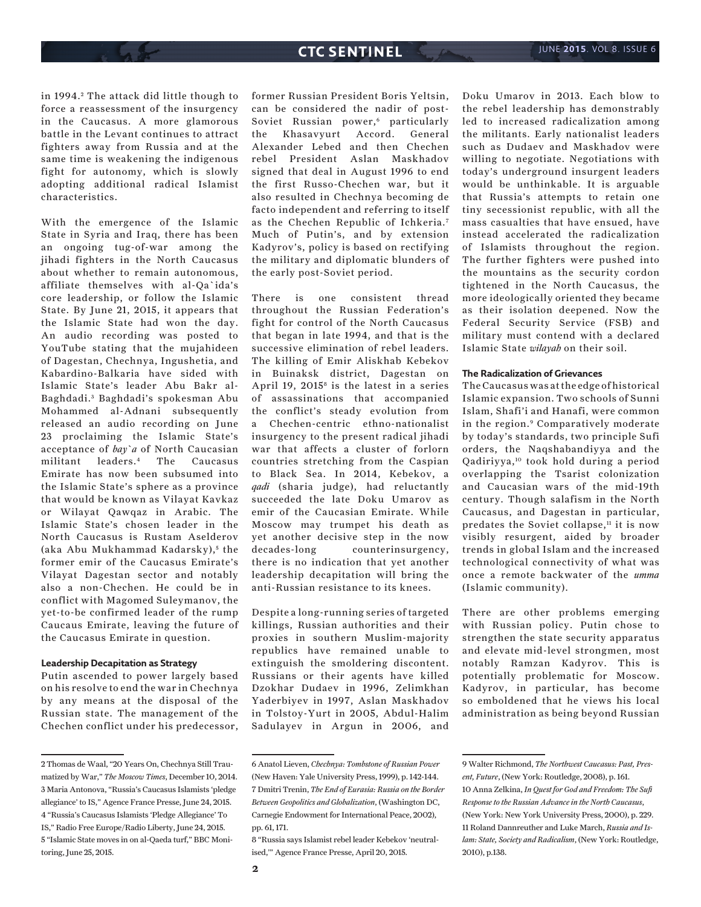in 1994.[2] The attack did little though to force a reassessment of the insurgency in the Caucasus. A more glamorous battle in the Levant continues to attract fighters away from Russia and at the same time is weakening the indigenous fight for autonomy, which is slowly adopting additional radical Islamist characteristics.

With the emergence of the Islamic State in Syria and Iraq, there has been an ongoing tug-of-war among the jihadi fighters in the North Caucasus about whether to remain autonomous, affiliate themselves with al-Qa`ida's core leadership, or follow the Islamic State. By June 21, 2015, it appears that the Islamic State had won the day. An audio recording was posted to YouTube stating that the mujahideen of Dagestan, Chechnya, Ingushetia, and Kabardino-Balkaria have sided with Islamic State's leader Abu Bakr al-Baghdadi.[3] Baghdadi's spokesman Abu Mohammed al-Adnani subsequently released an audio recording on June 23 proclaiming the Islamic State's acceptance of *bay`a* of North Caucasian militant leaders.[4] The Caucasus Emirate has now been subsumed into the Islamic State's sphere as a province that would be known as Vilayat Kavkaz or Wilayat Qawqaz in Arabic. The Islamic State's chosen leader in the North Caucasus is Rustam Aselderov (aka Abu Mukhammad Kadarsky),[5] the former emir of the Caucasus Emirate's Vilayat Dagestan sector and notably also a non-Chechen. He could be in conflict with Magomed Suleymanov, the yet-to-be confirmed leader of the rump Caucaus Emirate, leaving the future of the Caucasus Emirate in question.

**Leadership Decapitation as Strategy**

Putin ascended to power largely based on his resolve to end the war in Chechnya by any means at the disposal of the Russian state. The management of the Chechen conflict under his predecessor, former Russian President Boris Yeltsin, can be considered the nadir of post-Soviet Russian power,[6] particularly the Khasavyurt Accord. General Alexander Lebed and then Chechen rebel President Aslan Maskhadov signed that deal in August 1996 to end the first Russo-Chechen war, but it also resulted in Chechnya becoming de facto independent and referring to itself as the Chechen Republic of Ichkeria.[7] Much of Putin's, and by extension Kadyrov's, policy is based on rectifying the military and diplomatic blunders of the early post-Soviet period.

There is one consistent thread throughout the Russian Federation's fight for control of the North Caucasus that began in late 1994, and that is the successive elimination of rebel leaders. The killing of Emir Aliskhab Kebekov in Buinaksk district, Dagestan on April 19, 2015[8] is the latest in a series of assassinations that accompanied the conflict's steady evolution from a Chechen-centric ethno-nationalist insurgency to the present radical jihadi war that affects a cluster of forlorn countries stretching from the Caspian to Black Sea. In 2014, Kebekov, a *qadi* (sharia judge), had reluctantly succeeded the late Doku Umarov as emir of the Caucasian Emirate. While Moscow may trumpet his death as yet another decisive step in the now decades-long counterinsurgency, there is no indication that yet another leadership decapitation will bring the anti-Russian resistance to its knees.

Despite a long-running series of targeted killings, Russian authorities and their proxies in southern Muslim-majority republics have remained unable to extinguish the smoldering discontent. Russians or their agents have killed Dzokhar Dudaev in 1996, Zelimkhan Yaderbiyev in 1997, Aslan Maskhadov in Tolstoy-Yurt in 2005, Abdul-Halim Sadulayev in Argun in 2006, and Doku Umarov in 2013. Each blow to the rebel leadership has demonstrably led to increased radicalization among the militants. Early nationalist leaders such as Dudaev and Maskhadov were willing to negotiate. Negotiations with today's underground insurgent leaders would be unthinkable. It is arguable that Russia's attempts to retain one tiny secessionist republic, with all the mass casualties that have ensued, have instead accelerated the radicalization of Islamists throughout the region. The further fighters were pushed into the mountains as the security cordon tightened in the North Caucasus, the more ideologically oriented they became as their isolation deepened. Now the Federal Security Service (FSB) and military must contend with a declared Islamic State *wilayah* on their soil.

**The Radicalization of Grievances**

The Caucasus was at the edge of historical Islamic expansion. Two schools of Sunni Islam, Shafi'i and Hanafi, were common in the region.[9] Comparatively moderate by today's standards, two principle Sufi orders, the Naqshabandiyya and the Qadiriyya,[10] took hold during a period overlapping the Tsarist colonization and Caucasian wars of the mid-19th century. Though salafism in the North Caucasus, and Dagestan in particular, predates the Soviet collapse,[11] it is now visibly resurgent, aided by broader trends in global Islam and the increased technological connectivity of what was once a remote backwater of the *umma* (Islamic community).

There are other problems emerging with Russian policy. Putin chose to strengthen the state security apparatus and elevate mid-level strongmen, most notably Ramzan Kadyrov. This is potentially problematic for Moscow. Kadyrov, in particular, has become so emboldened that he views his local administration as being beyond Russian

---

2 Thomas de Waal, "20 Years On, Chechnya Still Traumatized by War," *The Moscow Times*, December 10, 2014.

3 Maria Antonova, "Russia's Caucasus Islamists 'pledge allegiance' to IS," Agence France Presse, June 24, 2015.

4 "Russia's Caucasus Islamists 'Pledge Allegiance' To IS," Radio Free Europe/Radio Liberty, June 24, 2015.

5 "Islamic State moves in on al-Qaeda turf," BBC Monitoring, June 25, 2015.

6 Anatol Lieven, *Chechnya: Tombstone of Russian Power* (New Haven: Yale University Press, 1999), p. 142-144.

7 Dmitri Trenin, *The End of Eurasia: Russia on the Border Between Geopolitics and Globalization*, (Washington DC, Carnegie Endowment for International Peace, 2002), pp. 61, 171.

8 "Russia says Islamist rebel leader Kebekov 'neutralised,'" Agence France Presse, April 20, 2015.

9 Walter Richmond, *The Northwest Caucasus: Past, Present, Future*, (New York: Routledge, 2008), p. 161.

10 Anna Zelkina, *In Quest for God and Freedom: The Sufi Response to the Russian Advance in the North Caucasus*, (New York: New York University Press, 2000), p. 229.

11 Roland Dannreuther and Luke March, *Russia and Islam: State, Society and Radicalism*, (New York: Routledge, 2010), p.138.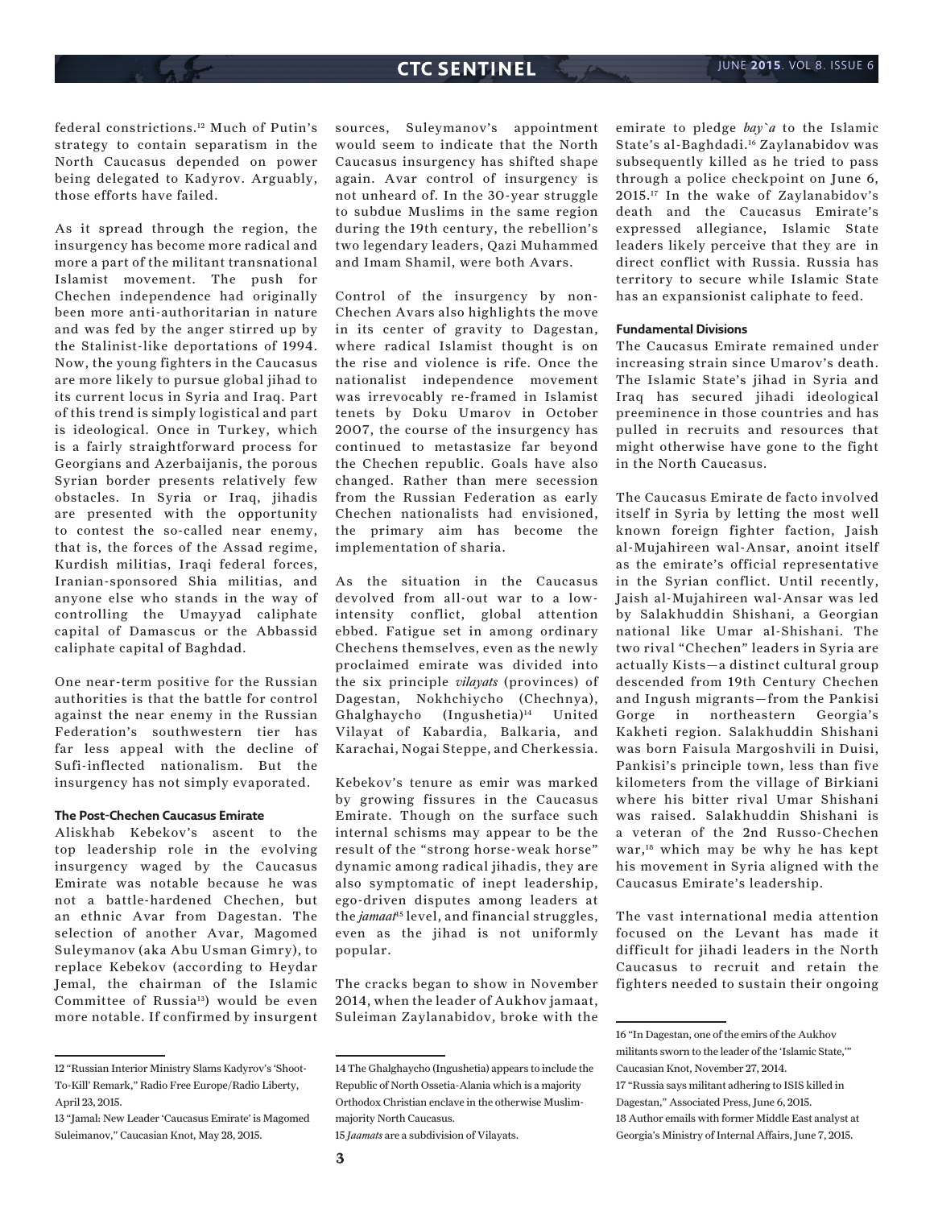federal constrictions.[12] Much of Putin's strategy to contain separatism in the North Caucasus depended on power being delegated to Kadyrov. Arguably, those efforts have failed.

As it spread through the region, the insurgency has become more radical and more a part of the militant transnational Islamist movement. The push for Chechen independence had originally been more anti-authoritarian in nature and was fed by the anger stirred up by the Stalinist-like deportations of 1994. Now, the young fighters in the Caucasus are more likely to pursue global jihad to its current locus in Syria and Iraq. Part of this trend is simply logistical and part is ideological. Once in Turkey, which is a fairly straightforward process for Georgians and Azerbaijanis, the porous Syrian border presents relatively few obstacles. In Syria or Iraq, jihadis are presented with the opportunity to contest the so-called near enemy, that is, the forces of the Assad regime, Kurdish militias, Iraqi federal forces, Iranian-sponsored Shia militias, and anyone else who stands in the way of controlling the Umayyad caliphate capital of Damascus or the Abbassid caliphate capital of Baghdad.

One near-term positive for the Russian authorities is that the battle for control against the near enemy in the Russian Federation's southwestern tier has far less appeal with the decline of Sufi-inflected nationalism. But the insurgency has not simply evaporated.

**The Post-Chechen Caucasus Emirate**

Aliskhab Kebekov's ascent to the top leadership role in the evolving insurgency waged by the Caucasus Emirate was notable because he was not a battle-hardened Chechen, but an ethnic Avar from Dagestan. The selection of another Avar, Magomed Suleymanov (aka Abu Usman Gimry), to replace Kebekov (according to Heydar Jemal, the chairman of the Islamic Committee of Russia[13]) would be even more notable. If confirmed by insurgent sources, Suleymanov's appointment would seem to indicate that the North Caucasus insurgency has shifted shape again. Avar control of insurgency is not unheard of. In the 30-year struggle to subdue Muslims in the same region during the 19th century, the rebellion's two legendary leaders, Qazi Muhammed and Imam Shamil, were both Avars.

Control of the insurgency by non-Chechen Avars also highlights the move in its center of gravity to Dagestan, where radical Islamist thought is on the rise and violence is rife. Once the nationalist independence movement was irrevocably re-framed in Islamist tenets by Doku Umarov in October 2007, the course of the insurgency has continued to metastasize far beyond the Chechen republic. Goals have also changed. Rather than mere secession from the Russian Federation as early Chechen nationalists had envisioned, the primary aim has become the implementation of sharia.

As the situation in the Caucasus devolved from all-out war to a low-intensity conflict, global attention ebbed. Fatigue set in among ordinary Chechens themselves, even as the newly proclaimed emirate was divided into the six principle *vilayats* (provinces) of Dagestan, Nokhchiycho (Chechnya), Ghalghaycho (Ingushetia)[14] United Vilayat of Kabardia, Balkaria, and Karachai, Nogai Steppe, and Cherkessia.

Kebekov's tenure as emir was marked by growing fissures in the Caucasus Emirate. Though on the surface such internal schisms may appear to be the result of the "strong horse-weak horse" dynamic among radical jihadis, they are also symptomatic of inept leadership, ego-driven disputes among leaders at the *jamaat*[15] level, and financial struggles, even as the jihad is not uniformly popular.

The cracks began to show in November 2014, when the leader of Aukhov jamaat, Suleiman Zaylanabidov, broke with the emirate to pledge *bay`a* to the Islamic State's al-Baghdadi.[16] Zaylanabidov was subsequently killed as he tried to pass through a police checkpoint on June 6, 2015.[17] In the wake of Zaylanabidov's death and the Caucasus Emirate's expressed allegiance, Islamic State leaders likely perceive that they are in direct conflict with Russia. Russia has territory to secure while Islamic State has an expansionist caliphate to feed.

**Fundamental Divisions**

The Caucasus Emirate remained under increasing strain since Umarov's death. The Islamic State's jihad in Syria and Iraq has secured jihadi ideological preeminence in those countries and has pulled in recruits and resources that might otherwise have gone to the fight in the North Caucasus.

The Caucasus Emirate de facto involved itself in Syria by letting the most well known foreign fighter faction, Jaish al-Mujahireen wal-Ansar, anoint itself as the emirate's official representative in the Syrian conflict. Until recently, Jaish al-Mujahireen wal-Ansar was led by Salakhuddin Shishani, a Georgian national like Umar al-Shishani. The two rival "Chechen" leaders in Syria are actually Kists—a distinct cultural group descended from 19th Century Chechen and Ingush migrants—from the Pankisi Gorge in northeastern Georgia's Kakheti region. Salakhuddin Shishani was born Faisula Margoshvili in Duisi, Pankisi's principle town, less than five kilometers from the village of Birkiani where his bitter rival Umar Shishani was raised. Salakhuddin Shishani is a veteran of the 2nd Russo-Chechen war,[18] which may be why he has kept his movement in Syria aligned with the Caucasus Emirate's leadership.

The vast international media attention focused on the Levant has made it difficult for jihadi leaders in the North Caucasus to recruit and retain the fighters needed to sustain their ongoing

---

12 "Russian Interior Ministry Slams Kadyrov's 'Shoot-To-Kill' Remark," Radio Free Europe/Radio Liberty, April 23, 2015.

13 "Jamal: New Leader 'Caucasus Emirate' is Magomed Suleimanov," Caucasian Knot, May 28, 2015.

14 The Ghalghaycho (Ingushetia) appears to include the Republic of North Ossetia-Alania which is a majority Orthodox Christian enclave in the otherwise Muslim-majority North Caucasus.

15 *Jaamats* are a subdivision of Vilayats.

16 "In Dagestan, one of the emirs of the Aukhov militants sworn to the leader of the 'Islamic State,'" Caucasian Knot, November 27, 2014.

17 "Russia says militant adhering to ISIS killed in Dagestan," Associated Press, June 6, 2015.

18 Author emails with former Middle East analyst at Georgia's Ministry of Internal Affairs, June 7, 2015.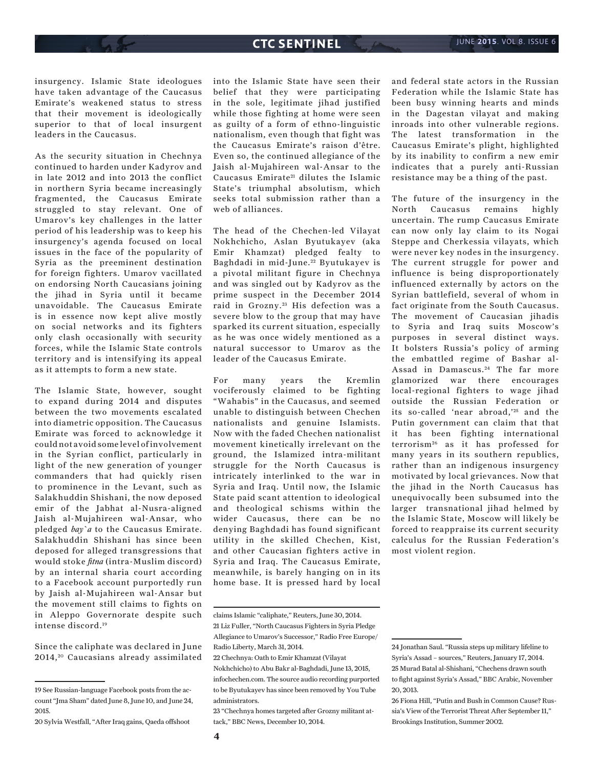insurgency. Islamic State ideologues have taken advantage of the Caucasus Emirate's weakened status to stress that their movement is ideologically superior to that of local insurgent leaders in the Caucasus.

As the security situation in Chechnya continued to harden under Kadyrov and in late 2012 and into 2013 the conflict in northern Syria became increasingly fragmented, the Caucasus Emirate struggled to stay relevant. One of Umarov's key challenges in the latter period of his leadership was to keep his insurgency's agenda focused on local issues in the face of the popularity of Syria as the preeminent destination for foreign fighters. Umarov vacillated on endorsing North Caucasians joining the jihad in Syria until it became unavoidable. The Caucasus Emirate is in essence now kept alive mostly on social networks and its fighters only clash occasionally with security forces, while the Islamic State controls territory and is intensifying its appeal as it attempts to form a new state.

The Islamic State, however, sought to expand during 2014 and disputes between the two movements escalated into diametric opposition. The Caucasus Emirate was forced to acknowledge it could not avoid some level of involvement in the Syrian conflict, particularly in light of the new generation of younger commanders that had quickly risen to prominence in the Levant, such as Salakhuddin Shishani, the now deposed emir of the Jabhat al-Nusra-aligned Jaish al-Mujahireen wal-Ansar, who pledged *bay`a* to the Caucasus Emirate. Salakhuddin Shishani has since been deposed for alleged transgressions that would stoke *fitna* (intra-Muslim discord) by an internal sharia court according to a Facebook account purportedly run by Jaish al-Mujahireen wal-Ansar but the movement still claims to fights on in Aleppo Governorate despite such intense discord.[19]

Since the caliphate was declared in June 2014,[20] Caucasians already assimilated into the Islamic State have seen their belief that they were participating in the sole, legitimate jihad justified while those fighting at home were seen as guilty of a form of ethno-linguistic nationalism, even though that fight was the Caucasus Emirate's raison d'être. Even so, the continued allegiance of the Jaish al-Mujahireen wal-Ansar to the Caucasus Emirate[21] dilutes the Islamic State's triumphal absolutism, which seeks total submission rather than a web of alliances.

The head of the Chechen-led Vilayat Nokhchicho, Aslan Byutukayev (aka Emir Khamzat) pledged fealty to Baghdadi in mid-June.[22] Byutukayev is a pivotal militant figure in Chechnya and was singled out by Kadyrov as the prime suspect in the December 2014 raid in Grozny.[23] His defection was a severe blow to the group that may have sparked its current situation, especially as he was once widely mentioned as a natural successor to Umarov as the leader of the Caucasus Emirate.

For many years the Kremlin vociferously claimed to be fighting "Wahabis" in the Caucasus, and seemed unable to distinguish between Chechen nationalists and genuine Islamists. Now with the faded Chechen nationalist movement kinetically irrelevant on the ground, the Islamized intra-militant struggle for the North Caucasus is intricately interlinked to the war in Syria and Iraq. Until now, the Islamic State paid scant attention to ideological and theological schisms within the wider Caucasus, there can be no denying Baghdadi has found significant utility in the skilled Chechen, Kist, and other Caucasian fighters active in Syria and Iraq. The Caucasus Emirate, meanwhile, is barely hanging on in its home base. It is pressed hard by local and federal state actors in the Russian Federation while the Islamic State has been busy winning hearts and minds in the Dagestan vilayat and making inroads into other vulnerable regions. The latest transformation in the Caucasus Emirate's plight, highlighted by its inability to confirm a new emir indicates that a purely anti-Russian resistance may be a thing of the past.

The future of the insurgency in the North Caucasus remains highly uncertain. The rump Caucasus Emirate can now only lay claim to its Nogai Steppe and Cherkessia vilayats, which were never key nodes in the insurgency. The current struggle for power and influence is being disproportionately influenced externally by actors on the Syrian battlefield, several of whom in fact originate from the South Caucasus. The movement of Caucasian jihadis to Syria and Iraq suits Moscow's purposes in several distinct ways. It bolsters Russia's policy of arming the embattled regime of Bashar al-Assad in Damascus.[24] The far more glamorized war there encourages local-regional fighters to wage jihad outside the Russian Federation or its so-called 'near abroad,'[25] and the Putin government can claim that that it has been fighting international terrorism[26] as it has professed for many years in its southern republics, rather than an indigenous insurgency motivated by local grievances. Now that the jihad in the North Caucasus has unequivocally been subsumed into the larger transnational jihad helmed by the Islamic State, Moscow will likely be forced to reappraise its current security calculus for the Russian Federation's most violent region.

---

19 See Russian-language Facebook posts from the account "Jma Sham" dated June 8, June 10, and June 24, 2015.

20 Sylvia Westfall, "After Iraq gains, Qaeda offshoot claims Islamic "caliphate," Reuters, June 30, 2014.

21 Liz Fuller, "North Caucasus Fighters in Syria Pledge Allegiance to Umarov's Successor," Radio Free Europe/Radio Liberty, March 31, 2014.

22 Chechnya: Oath to Emir Khamzat (Vilayat Nokhchicho) to Abu Bakr al-Baghdadi, June 13, 2015, infochechen.com. The source audio recording purported to be Byutukayev has since been removed by You Tube administrators.

23 "Chechnya homes targeted after Grozny militant attack," BBC News, December 10, 2014.

24 Jonathan Saul. "Russia steps up military lifeline to Syria's Assad – sources," Reuters, January 17, 2014.

25 Murad Batal al-Shishani, "Chechens drawn south to fight against Syria's Assad," BBC Arabic, November 20, 2013.

26 Fiona Hill, "Putin and Bush in Common Cause? Russia's View of the Terrorist Threat After September 11," Brookings Institution, Summer 2002.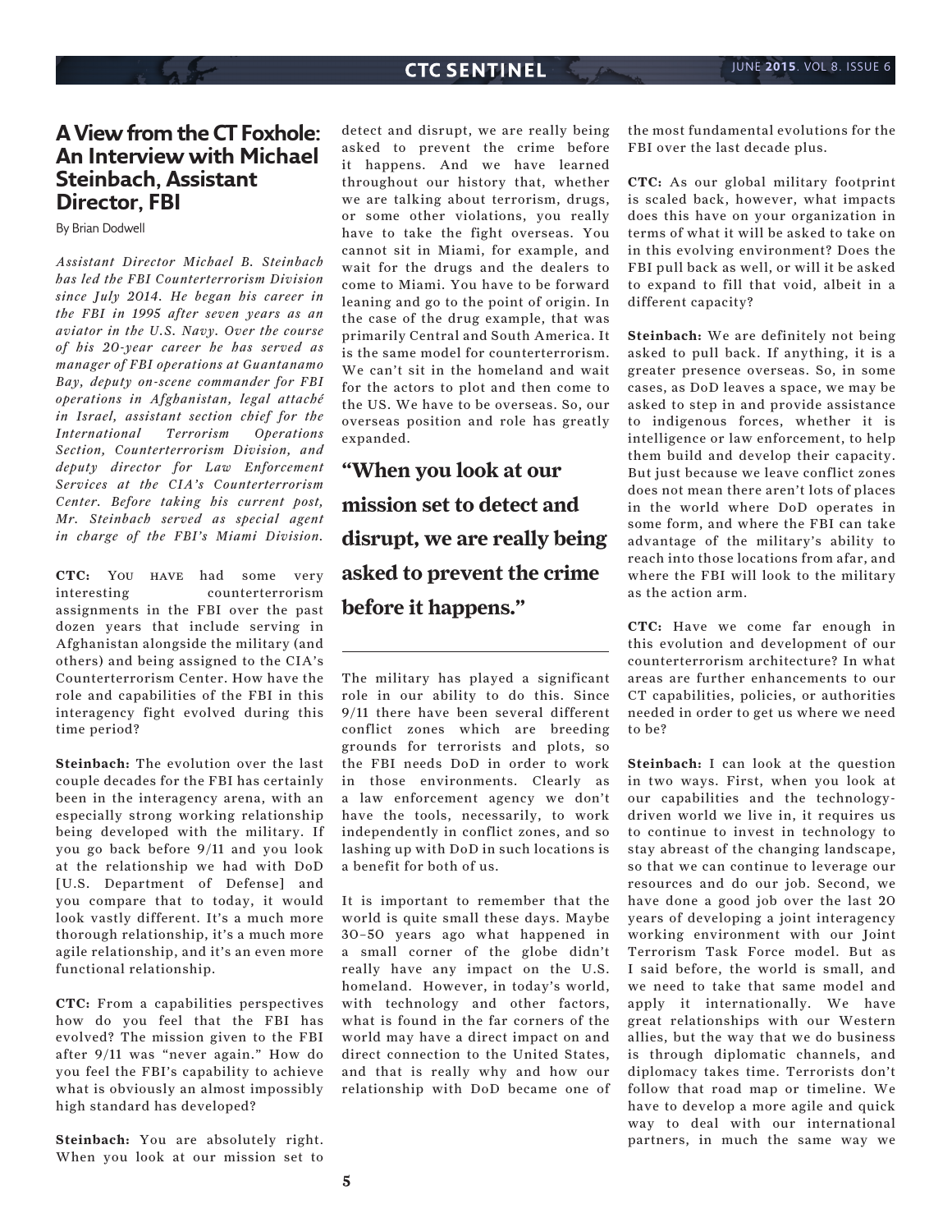# A View from the CT Foxhole: An Interview with Michael Steinbach, Assistant Director, FBI

By Brian Dodwell

*Assistant Director Michael B. Steinbach has led the FBI Counterterrorism Division since July 2014. He began his career in the FBI in 1995 after seven years as an aviator in the U.S. Navy. Over the course of his 20-year career he has served as manager of FBI operations at Guantanamo Bay, deputy on-scene commander for FBI operations in Afghanistan, legal attaché in Israel, assistant section chief for the International Terrorism Operations Section, Counterterrorism Division, and deputy director for Law Enforcement Services at the CIA's Counterterrorism Center. Before taking his current post, Mr. Steinbach served as special agent in charge of the FBI's Miami Division.*

**CTC:** You have had some very interesting counterterrorism assignments in the FBI over the past dozen years that include serving in Afghanistan alongside the military (and others) and being assigned to the CIA's Counterterrorism Center. How have the role and capabilities of the FBI in this interagency fight evolved during this time period?

**Steinbach:** The evolution over the last couple decades for the FBI has certainly been in the interagency arena, with an especially strong working relationship being developed with the military. If you go back before 9/11 and you look at the relationship we had with DoD [U.S. Department of Defense] and you compare that to today, it would look vastly different. It's a much more thorough relationship, it's a much more agile relationship, and it's an even more functional relationship.

**CTC:** From a capabilities perspectives how do you feel that the FBI has evolved? The mission given to the FBI after 9/11 was "never again." How do you feel the FBI's capability to achieve what is obviously an almost impossibly high standard has developed?

**Steinbach:** You are absolutely right. When you look at our mission set to detect and disrupt, we are really being asked to prevent the crime before it happens. And we have learned throughout our history that, whether we are talking about terrorism, drugs, or some other violations, you really have to take the fight overseas. You cannot sit in Miami, for example, and wait for the drugs and the dealers to come to Miami. You have to be forward leaning and go to the point of origin. In the case of the drug example, that was primarily Central and South America. It is the same model for counterterrorism. We can't sit in the homeland and wait for the actors to plot and then come to the US. We have to be overseas. So, our overseas position and role has greatly expanded.

> **"When you look at our mission set to detect and disrupt, we are really being asked to prevent the crime before it happens."**

The military has played a significant role in our ability to do this. Since 9/11 there have been several different conflict zones which are breeding grounds for terrorists and plots, so the FBI needs DoD in order to work in those environments. Clearly as a law enforcement agency we don't have the tools, necessarily, to work independently in conflict zones, and so lashing up with DoD in such locations is a benefit for both of us.

It is important to remember that the world is quite small these days. Maybe 30–50 years ago what happened in a small corner of the globe didn't really have any impact on the U.S. homeland. However, in today's world, with technology and other factors, what is found in the far corners of the world may have a direct impact on and direct connection to the United States, and that is really why and how our relationship with DoD became one of the most fundamental evolutions for the FBI over the last decade plus.

**CTC:** As our global military footprint is scaled back, however, what impacts does this have on your organization in terms of what it will be asked to take on in this evolving environment? Does the FBI pull back as well, or will it be asked to expand to fill that void, albeit in a different capacity?

**Steinbach:** We are definitely not being asked to pull back. If anything, it is a greater presence overseas. So, in some cases, as DoD leaves a space, we may be asked to step in and provide assistance to indigenous forces, whether it is intelligence or law enforcement, to help them build and develop their capacity. But just because we leave conflict zones does not mean there aren't lots of places in the world where DoD operates in some form, and where the FBI can take advantage of the military's ability to reach into those locations from afar, and where the FBI will look to the military as the action arm.

**CTC:** Have we come far enough in this evolution and development of our counterterrorism architecture? In what areas are further enhancements to our CT capabilities, policies, or authorities needed in order to get us where we need to be?

**Steinbach:** I can look at the question in two ways. First, when you look at our capabilities and the technology-driven world we live in, it requires us to continue to invest in technology to stay abreast of the changing landscape, so that we can continue to leverage our resources and do our job. Second, we have done a good job over the last 20 years of developing a joint interagency working environment with our Joint Terrorism Task Force model. But as I said before, the world is small, and we need to take that same model and apply it internationally. We have great relationships with our Western allies, but the way that we do business is through diplomatic channels, and diplomacy takes time. Terrorists don't follow that road map or timeline. We have to develop a more agile and quick way to deal with our international partners, in much the same way we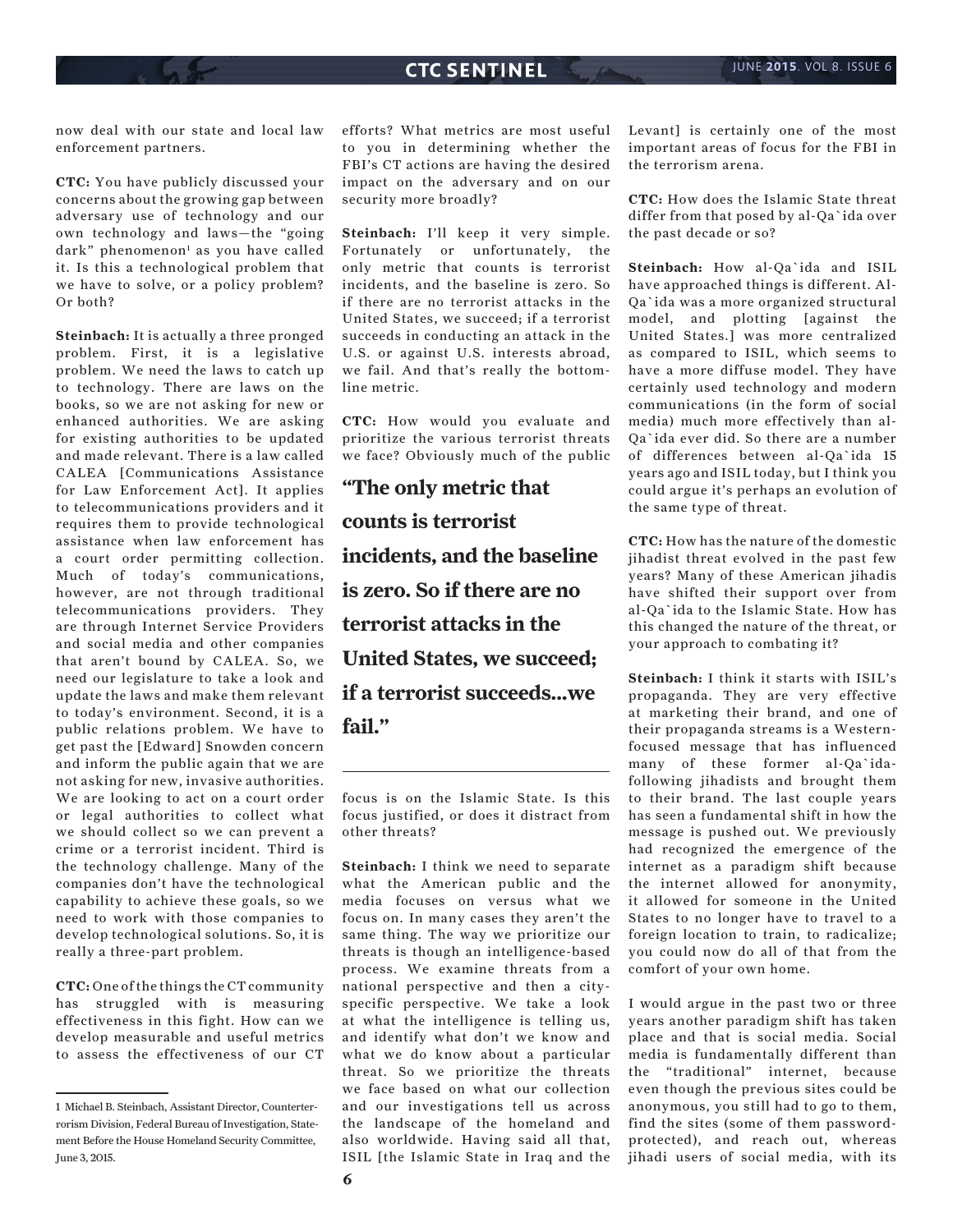now deal with our state and local law enforcement partners.

**CTC:** You have publicly discussed your concerns about the growing gap between adversary use of technology and our own technology and laws—the "going dark" phenomenon[1] as you have called it. Is this a technological problem that we have to solve, or a policy problem? Or both?

**Steinbach:** It is actually a three pronged problem. First, it is a legislative problem. We need the laws to catch up to technology. There are laws on the books, so we are not asking for new or enhanced authorities. We are asking for existing authorities to be updated and made relevant. There is a law called CALEA [Communications Assistance for Law Enforcement Act]. It applies to telecommunications providers and it requires them to provide technological assistance when law enforcement has a court order permitting collection. Much of today's communications, however, are not through traditional telecommunications providers. They are through Internet Service Providers and social media and other companies that aren't bound by CALEA. So, we need our legislature to take a look and update the laws and make them relevant to today's environment. Second, it is a public relations problem. We have to get past the [Edward] Snowden concern and inform the public again that we are not asking for new, invasive authorities. We are looking to act on a court order or legal authorities to collect what we should collect so we can prevent a crime or a terrorist incident. Third is the technology challenge. Many of the companies don't have the technological capability to achieve these goals, so we need to work with those companies to develop technological solutions. So, it is really a three-part problem.

**CTC:** One of the things the CT community has struggled with is measuring effectiveness in this fight. How can we develop measurable and useful metrics to assess the effectiveness of our CT efforts? What metrics are most useful to you in determining whether the FBI's CT actions are having the desired impact on the adversary and on our security more broadly?

**Steinbach:** I'll keep it very simple. Fortunately or unfortunately, the only metric that counts is terrorist incidents, and the baseline is zero. So if there are no terrorist attacks in the United States, we succeed; if a terrorist succeeds in conducting an attack in the U.S. or against U.S. interests abroad, we fail. And that's really the bottom-line metric.

**CTC:** How would you evaluate and prioritize the various terrorist threats we face? Obviously much of the public focus is on the Islamic State. Is this focus justified, or does it distract from other threats?

> **"The only metric that counts is terrorist incidents, and the baseline is zero. So if there are no terrorist attacks in the United States, we succeed; if a terrorist succeeds...we fail."**

**Steinbach:** I think we need to separate what the American public and the media focuses on versus what we focus on. In many cases they aren't the same thing. The way we prioritize our threats is though an intelligence-based process. We examine threats from a national perspective and then a city-specific perspective. We take a look at what the intelligence is telling us, and identify what don't we know and what we do know about a particular threat. So we prioritize the threats we face based on what our collection and our investigations tell us across the landscape of the homeland and also worldwide. Having said all that, ISIL [the Islamic State in Iraq and the Levant] is certainly one of the most important areas of focus for the FBI in the terrorism arena.

**CTC:** How does the Islamic State threat differ from that posed by al-Qa`ida over the past decade or so?

**Steinbach:** How al-Qa`ida and ISIL have approached things is different. Al-Qa`ida was a more organized structural model, and plotting [against the United States.] was more centralized as compared to ISIL, which seems to have a more diffuse model. They have certainly used technology and modern communications (in the form of social media) much more effectively than al-Qa`ida ever did. So there are a number of differences between al-Qa`ida 15 years ago and ISIL today, but I think you could argue it's perhaps an evolution of the same type of threat.

**CTC:** How has the nature of the domestic jihadist threat evolved in the past few years? Many of these American jihadis have shifted their support over from al-Qa`ida to the Islamic State. How has this changed the nature of the threat, or your approach to combating it?

**Steinbach:** I think it starts with ISIL's propaganda. They are very effective at marketing their brand, and one of their propaganda streams is a Western-focused message that has influenced many of these former al-Qa`ida-following jihadists and brought them to their brand. The last couple years has seen a fundamental shift in how the message is pushed out. We previously had recognized the emergence of the internet as a paradigm shift because the internet allowed for anonymity, it allowed for someone in the United States to no longer have to travel to a foreign location to train, to radicalize; you could now do all of that from the comfort of your own home.

I would argue in the past two or three years another paradigm shift has taken place and that is social media. Social media is fundamentally different than the "traditional" internet, because even though the previous sites could be anonymous, you still had to go to them, find the sites (some of them password-protected), and reach out, whereas jihadi users of social media, with its

---

1 Michael B. Steinbach, Assistant Director, Counterterrorism Division, Federal Bureau of Investigation, Statement Before the House Homeland Security Committee, June 3, 2015.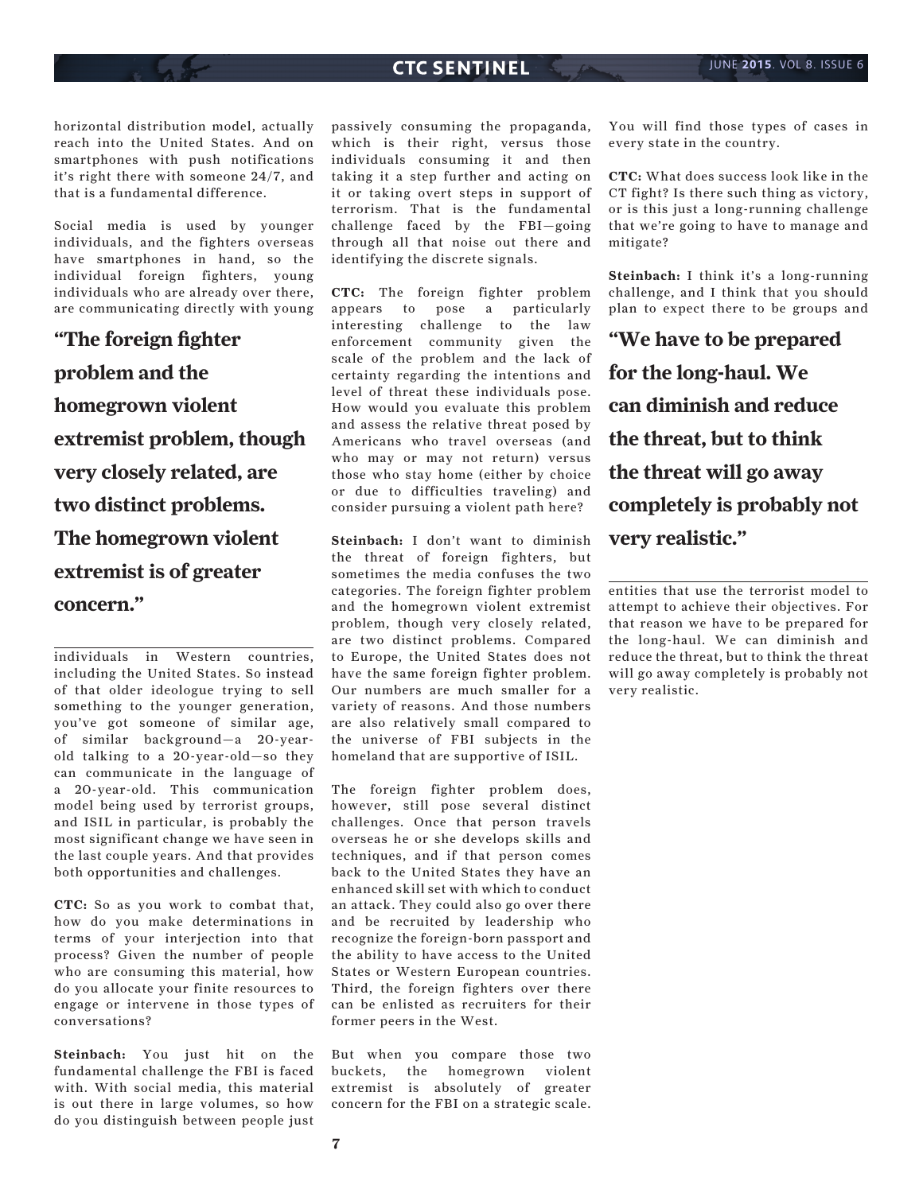horizontal distribution model, actually reach into the United States. And on smartphones with push notifications it's right there with someone 24/7, and that is a fundamental difference.

Social media is used by younger individuals, and the fighters overseas have smartphones in hand, so the individual foreign fighters, young individuals who are already over there, are communicating directly with young individuals in Western countries, including the United States. So instead of that older ideologue trying to sell something to the younger generation, you've got someone of similar age, of similar background—a 20-year-old talking to a 20-year-old—so they can communicate in the language of a 20-year-old. This communication model being used by terrorist groups, and ISIL in particular, is probably the most significant change we have seen in the last couple years. And that provides both opportunities and challenges.

> **"The foreign fighter problem and the homegrown violent extremist problem, though very closely related, are two distinct problems. The homegrown violent extremist is of greater concern."**

**CTC:** So as you work to combat that, how do you make determinations in terms of your interjection into that process? Given the number of people who are consuming this material, how do you allocate your finite resources to engage or intervene in those types of conversations?

**Steinbach:** You just hit on the fundamental challenge the FBI is faced with. With social media, this material is out there in large volumes, so how do you distinguish between people just passively consuming the propaganda, which is their right, versus those individuals consuming it and then taking it a step further and acting on it or taking overt steps in support of terrorism. That is the fundamental challenge faced by the FBI—going through all that noise out there and identifying the discrete signals.

**CTC:** The foreign fighter problem appears to pose a particularly interesting challenge to the law enforcement community given the scale of the problem and the lack of certainty regarding the intentions and level of threat these individuals pose. How would you evaluate this problem and assess the relative threat posed by Americans who travel overseas (and who may or may not return) versus those who stay home (either by choice or due to difficulties traveling) and consider pursuing a violent path here?

**Steinbach:** I don't want to diminish the threat of foreign fighters, but sometimes the media confuses the two categories. The foreign fighter problem and the homegrown violent extremist problem, though very closely related, are two distinct problems. Compared to Europe, the United States does not have the same foreign fighter problem. Our numbers are much smaller for a variety of reasons. And those numbers are also relatively small compared to the universe of FBI subjects in the homeland that are supportive of ISIL.

The foreign fighter problem does, however, still pose several distinct challenges. Once that person travels overseas he or she develops skills and techniques, and if that person comes back to the United States they have an enhanced skill set with which to conduct an attack. They could also go over there and be recruited by leadership who recognize the foreign-born passport and the ability to have access to the United States or Western European countries. Third, the foreign fighters over there can be enlisted as recruiters for their former peers in the West.

But when you compare those two buckets, the homegrown violent extremist is absolutely of greater concern for the FBI on a strategic scale. You will find those types of cases in every state in the country.

**CTC:** What does success look like in the CT fight? Is there such thing as victory, or is this just a long-running challenge that we're going to have to manage and mitigate?

**Steinbach:** I think it's a long-running challenge, and I think that you should plan to expect there to be groups and entities that use the terrorist model to attempt to achieve their objectives. For that reason we have to be prepared for the long-haul. We can diminish and reduce the threat, but to think the threat will go away completely is probably not very realistic.

> **"We have to be prepared for the long-haul. We can diminish and reduce the threat, but to think the threat will go away completely is probably not very realistic."**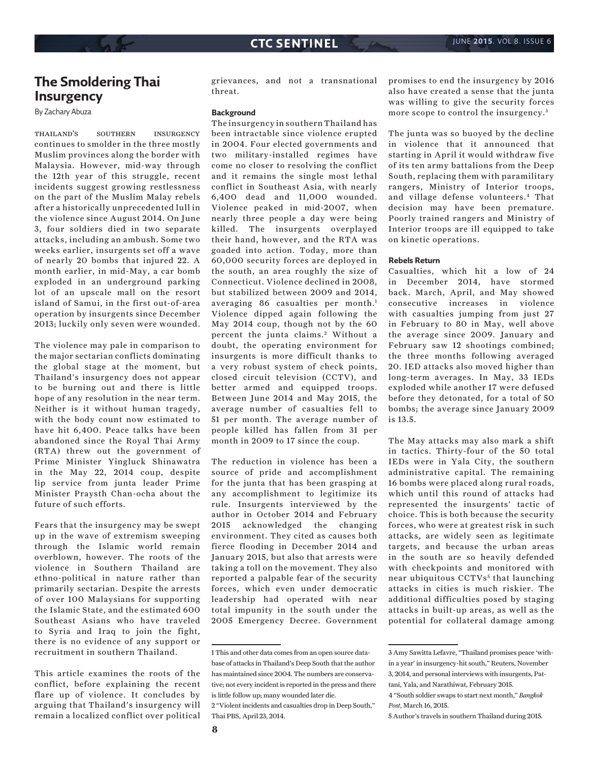# The Smoldering Thai Insurgency

By Zachary Abuza

Thailand's southern insurgency continues to smolder in the three mostly Muslim provinces along the border with Malaysia. However, mid-way through the 12th year of this struggle, recent incidents suggest growing restlessness on the part of the Muslim Malay rebels after a historically unprecedented lull in the violence since August 2014. On June 3, four soldiers died in two separate attacks, including an ambush. Some two weeks earlier, insurgents set off a wave of nearly 20 bombs that injured 22. A month earlier, in mid-May, a car bomb exploded in an underground parking lot of an upscale mall on the resort island of Samui, in the first out-of-area operation by insurgents since December 2013; luckily only seven were wounded.

The violence may pale in comparison to the major sectarian conflicts dominating the global stage at the moment, but Thailand's insurgency does not appear to be burning out and there is little hope of any resolution in the near term. Neither is it without human tragedy, with the body count now estimated to have hit 6,400. Peace talks have been abandoned since the Royal Thai Army (RTA) threw out the government of Prime Minister Yingluck Shinawatra in the May 22, 2014 coup, despite lip service from junta leader Prime Minister Praysth Chan-ocha about the future of such efforts.

Fears that the insurgency may be swept up in the wave of extremism sweeping through the Islamic world remain overblown, however. The roots of the violence in Southern Thailand are ethno-political in nature rather than primarily sectarian. Despite the arrests of over 100 Malaysians for supporting the Islamic State, and the estimated 600 Southeast Asians who have traveled to Syria and Iraq to join the fight, there is no evidence of any support or recruitment in southern Thailand.

This article examines the roots of the conflict, before explaining the recent flare up of violence. It concludes by arguing that Thailand's insurgency will remain a localized conflict over political grievances, and not a transnational threat.

## Background

The insurgency in southern Thailand has been intractable since violence erupted in 2004. Four elected governments and two military-installed regimes have come no closer to resolving the conflict and it remains the single most lethal conflict in Southeast Asia, with nearly 6,400 dead and 11,000 wounded. Violence peaked in mid-2007, when nearly three people a day were being killed. The insurgents overplayed their hand, however, and the RTA was goaded into action. Today, more than 60,000 security forces are deployed in the south, an area roughly the size of Connecticut. Violence declined in 2008, but stabilized between 2009 and 2014, averaging 86 casualties per month.[1] Violence dipped again following the May 2014 coup, though not by the 60 percent the junta claims.[2] Without a doubt, the operating environment for insurgents is more difficult thanks to a very robust system of check points, closed circuit television (CCTV), and better armed and equipped troops. Between June 2014 and May 2015, the average number of casualties fell to 51 per month. The average number of people killed has fallen from 31 per month in 2009 to 17 since the coup.

The reduction in violence has been a source of pride and accomplishment for the junta that has been grasping at any accomplishment to legitimize its rule. Insurgents interviewed by the author in October 2014 and February 2015 acknowledged the changing environment. They cited as causes both fierce flooding in December 2014 and January 2015, but also that arrests were taking a toll on the movement. They also reported a palpable fear of the security forces, which even under democratic leadership had operated with near total impunity in the south under the 2005 Emergency Decree. Government promises to end the insurgency by 2016 also have created a sense that the junta was willing to give the security forces more scope to control the insurgency.[3]

The junta was so buoyed by the decline in violence that it announced that starting in April it would withdraw five of its ten army battalions from the Deep South, replacing them with paramilitary rangers, Ministry of Interior troops, and village defense volunteers.[4] That decision may have been premature. Poorly trained rangers and Ministry of Interior troops are ill equipped to take on kinetic operations.

## Rebels Return

Casualties, which hit a low of 24 in December 2014, have stormed back. March, April, and May showed consecutive increases in violence with casualties jumping from just 27 in February to 80 in May, well above the average since 2009. January and February saw 12 shootings combined; the three months following averaged 20. IED attacks also moved higher than long-term averages. In May, 33 IEDs exploded while another 17 were defused before they detonated, for a total of 50 bombs; the average since January 2009 is 13.5.

The May attacks may also mark a shift in tactics. Thirty-four of the 50 total IEDs were in Yala City, the southern administrative capital. The remaining 16 bombs were placed along rural roads, which until this round of attacks had represented the insurgents' tactic of choice. This is both because the security forces, who were at greatest risk in such attacks, are widely seen as legitimate targets, and because the urban areas in the south are so heavily defended with checkpoints and monitored with near ubiquitous CCTVs[5] that launching attacks in cities is much riskier. The additional difficulties posed by staging attacks in built-up areas, as well as the potential for collateral damage among

---

1 This and other data comes from an open source database of attacks in Thailand's Deep South that the author has maintained since 2004. The numbers are conservative; not every incident is reported in the press and there is little follow up; many wounded later die.

2 "Violent incidents and casualties drop in Deep South," Thai PBS, April 23, 2014.

3 Amy Sawitta Lefavre, "Thailand promises peace 'within a year' in insurgency-hit south," Reuters, November 3, 2014, and personal interviews with insurgents, Pattani, Yala, and Narathiwat, February 2015.

4 "South soldier swaps to start next month," *Bangkok Post*, March 16, 2015.

5 Author's travels in southern Thailand during 2015.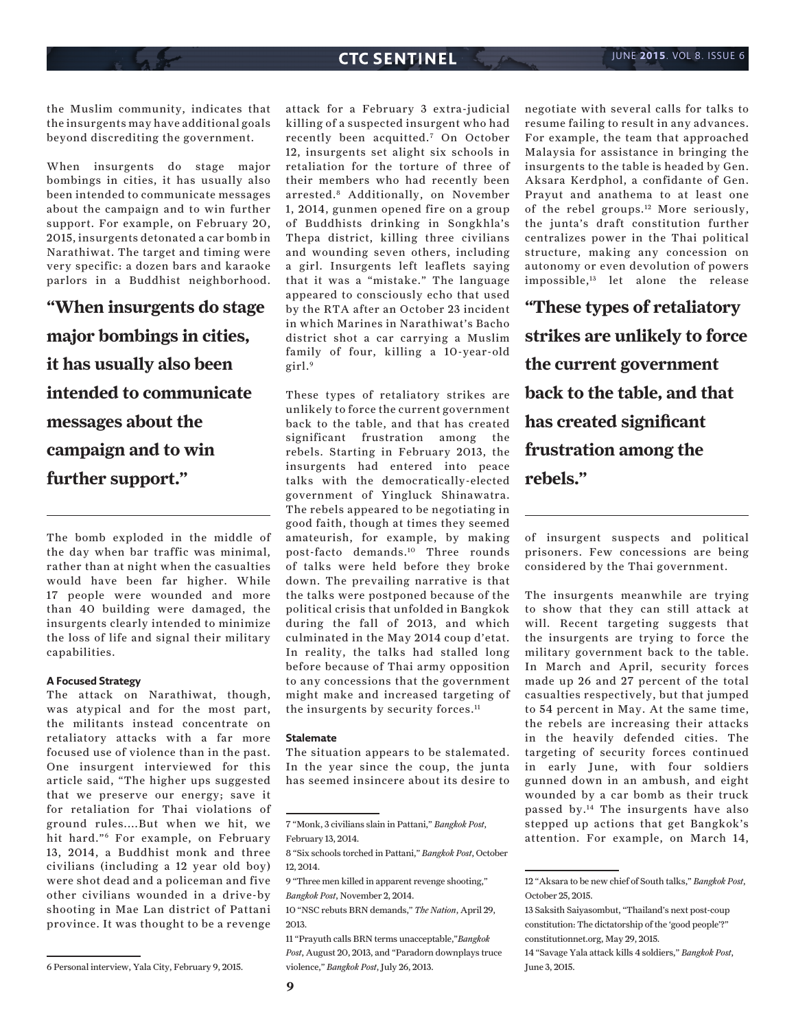the Muslim community, indicates that the insurgents may have additional goals beyond discrediting the government.

When insurgents do stage major bombings in cities, it has usually also been intended to communicate messages about the campaign and to win further support. For example, on February 20, 2015, insurgents detonated a car bomb in Narathiwat. The target and timing were very specific: a dozen bars and karaoke parlors in a Buddhist neighborhood.

**"When insurgents do stage major bombings in cities, it has usually also been intended to communicate messages about the campaign and to win further support."**

The bomb exploded in the middle of the day when bar traffic was minimal, rather than at night when the casualties would have been far higher. While 17 people were wounded and more than 40 building were damaged, the insurgents clearly intended to minimize the loss of life and signal their military capabilities.

#### A Focused Strategy

The attack on Narathiwat, though, was atypical and for the most part, the militants instead concentrate on retaliatory attacks with a far more focused use of violence than in the past. One insurgent interviewed for this article said, "The higher ups suggested that we preserve our energy; save it for retaliation for Thai violations of ground rules….But when we hit, we hit hard."[6] For example, on February 13, 2014, a Buddhist monk and three civilians (including a 12 year old boy) were shot dead and a policeman and five other civilians wounded in a drive-by shooting in Mae Lan district of Pattani province. It was thought to be a revenge attack for a February 3 extra-judicial killing of a suspected insurgent who had recently been acquitted.[7] On October 12, insurgents set alight six schools in retaliation for the torture of three of their members who had recently been arrested.[8] Additionally, on November 1, 2014, gunmen opened fire on a group of Buddhists drinking in Songkhla's Thepa district, killing three civilians and wounding seven others, including a girl. Insurgents left leaflets saying that it was a "mistake." The language appeared to consciously echo that used by the RTA after an October 23 incident in which Marines in Narathiwat's Bacho district shot a car carrying a Muslim family of four, killing a 10-year-old girl.[9]

These types of retaliatory strikes are unlikely to force the current government back to the table, and that has created significant frustration among the rebels. Starting in February 2013, the insurgents had entered into peace talks with the democratically-elected government of Yingluck Shinawatra. The rebels appeared to be negotiating in good faith, though at times they seemed amateurish, for example, by making post-facto demands.[10] Three rounds of talks were held before they broke down. The prevailing narrative is that the talks were postponed because of the political crisis that unfolded in Bangkok during the fall of 2013, and which culminated in the May 2014 coup d'etat. In reality, the talks had stalled long before because of Thai army opposition to any concessions that the government might make and increased targeting of the insurgents by security forces.[11]

#### Stalemate

The situation appears to be stalemated. In the year since the coup, the junta has seemed insincere about its desire to negotiate with several calls for talks to resume failing to result in any advances. For example, the team that approached Malaysia for assistance in bringing the insurgents to the table is headed by Gen. Aksara Kerdphol, a confidante of Gen. Prayut and anathema to at least one of the rebel groups.[12] More seriously, the junta's draft constitution further centralizes power in the Thai political structure, making any concession on autonomy or even devolution of powers impossible,[13] let alone the release of insurgent suspects and political prisoners. Few concessions are being considered by the Thai government.

**"These types of retaliatory strikes are unlikely to force the current government back to the table, and that has created significant frustration among the rebels."**

The insurgents meanwhile are trying to show that they can still attack at will. Recent targeting suggests that the insurgents are trying to force the military government back to the table. In March and April, security forces made up 26 and 27 percent of the total casualties respectively, but that jumped to 54 percent in May. At the same time, the rebels are increasing their attacks in the heavily defended cities. The targeting of security forces continued in early June, with four soldiers gunned down in an ambush, and eight wounded by a car bomb as their truck passed by.[14] The insurgents have also stepped up actions that get Bangkok's attention. For example, on March 14,

---

6 Personal interview, Yala City, February 9, 2015.

7 "Monk, 3 civilians slain in Pattani," *Bangkok Post*, February 13, 2014.

8 "Six schools torched in Pattani," *Bangkok Post*, October 12, 2014.

9 "Three men killed in apparent revenge shooting," *Bangkok Post*, November 2, 2014.

10 "NSC rebuts BRN demands," *The Nation*, April 29, 2013.

11 "Prayuth calls BRN terms unacceptable,"*Bangkok Post*, August 20, 2013, and "Paradorn downplays truce violence," *Bangkok Post*, July 26, 2013.

12 "Aksara to be new chief of South talks," *Bangkok Post*, October 25, 2015.

13 Saksith Saiyasombut, "Thailand's next post-coup constitution: The dictatorship of the 'good people'?" constitutionnet.org, May 29, 2015.

14 "Savage Yala attack kills 4 soldiers," *Bangkok Post*, June 3, 2015.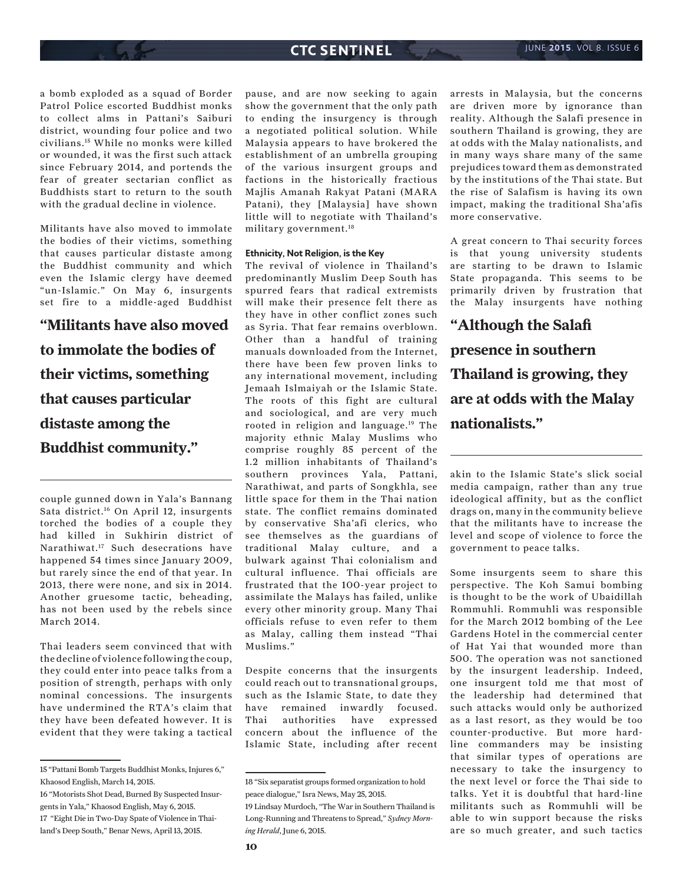a bomb exploded as a squad of Border Patrol Police escorted Buddhist monks to collect alms in Pattani's Saiburi district, wounding four police and two civilians.[15] While no monks were killed or wounded, it was the first such attack since February 2014, and portends the fear of greater sectarian conflict as Buddhists start to return to the south with the gradual decline in violence.

Militants have also moved to immolate the bodies of their victims, something that causes particular distaste among the Buddhist community and which even the Islamic clergy have deemed "un-Islamic." On May 6, insurgents set fire to a middle-aged Buddhist couple gunned down in Yala's Bannang Sata district.[16] On April 12, insurgents torched the bodies of a couple they had killed in Sukhirin district of Narathiwat.[17] Such desecrations have happened 54 times since January 2009, but rarely since the end of that year. In 2013, there were none, and six in 2014. Another gruesome tactic, beheading, has not been used by the rebels since March 2014.

> **"Militants have also moved to immolate the bodies of their victims, something that causes particular distaste among the Buddhist community."**

Thai leaders seem convinced that with the decline of violence following the coup, they could enter into peace talks from a position of strength, perhaps with only nominal concessions. The insurgents have undermined the RTA's claim that they have been defeated however. It is evident that they were taking a tactical pause, and are now seeking to again show the government that the only path to ending the insurgency is through a negotiated political solution. While Malaysia appears to have brokered the establishment of an umbrella grouping of the various insurgent groups and factions in the historically fractious Majlis Amanah Rakyat Patani (MARA Patani), they [Malaysia] have shown little will to negotiate with Thailand's military government.[18]

### Ethnicity, Not Religion, is the Key

The revival of violence in Thailand's predominantly Muslim Deep South has spurred fears that radical extremists will make their presence felt there as they have in other conflict zones such as Syria. That fear remains overblown. Other than a handful of training manuals downloaded from the Internet, there have been few proven links to any international movement, including Jemaah Islmaiyah or the Islamic State. The roots of this fight are cultural and sociological, and are very much rooted in religion and language.[19] The majority ethnic Malay Muslims who comprise roughly 85 percent of the 1.2 million inhabitants of Thailand's southern provinces Yala, Pattani, Narathiwat, and parts of Songkhla, see little space for them in the Thai nation state. The conflict remains dominated by conservative Sha'afi clerics, who see themselves as the guardians of traditional Malay culture, and a bulwark against Thai colonialism and cultural influence. Thai officials are frustrated that the 100-year project to assimilate the Malays has failed, unlike every other minority group. Many Thai officials refuse to even refer to them as Malay, calling them instead "Thai Muslims."

Despite concerns that the insurgents could reach out to transnational groups, such as the Islamic State, to date they have remained inwardly focused. Thai authorities have expressed concern about the influence of the Islamic State, including after recent arrests in Malaysia, but the concerns are driven more by ignorance than reality. Although the Salafi presence in southern Thailand is growing, they are at odds with the Malay nationalists, and in many ways share many of the same prejudices toward them as demonstrated by the institutions of the Thai state. But the rise of Salafism is having its own impact, making the traditional Sha'afis more conservative.

A great concern to Thai security forces is that young university students are starting to be drawn to Islamic State propaganda. This seems to be primarily driven by frustration that the Malay insurgents have nothing akin to the Islamic State's slick social media campaign, rather than any true ideological affinity, but as the conflict drags on, many in the community believe that the militants have to increase the level and scope of violence to force the government to peace talks.

> **"Although the Salafi presence in southern Thailand is growing, they are at odds with the Malay nationalists."**

Some insurgents seem to share this perspective. The Koh Samui bombing is thought to be the work of Ubaidillah Rommuhli. Rommuhli was responsible for the March 2012 bombing of the Lee Gardens Hotel in the commercial center of Hat Yai that wounded more than 500. The operation was not sanctioned by the insurgent leadership. Indeed, one insurgent told me that most of the leadership had determined that such attacks would only be authorized as a last resort, as they would be too counter-productive. But more hard-line commanders may be insisting that similar types of operations are necessary to take the insurgency to the next level or force the Thai side to talks. Yet it is doubtful that hard-line militants such as Rommuhli will be able to win support because the risks are so much greater, and such tactics

---

15 "Pattani Bomb Targets Buddhist Monks, Injures 6," Khaosod English, March 14, 2015.

16 "Motorists Shot Dead, Burned By Suspected Insurgents in Yala," Khaosod English, May 6, 2015.

17 "Eight Die in Two-Day Spate of Violence in Thailand's Deep South," Benar News, April 13, 2015.

18 "Six separatist groups formed organization to hold peace dialogue," Isra News, May 25, 2015.

19 Lindsay Murdoch, "The War in Southern Thailand is Long-Running and Threatens to Spread," *Sydney Morning Herald*, June 6, 2015.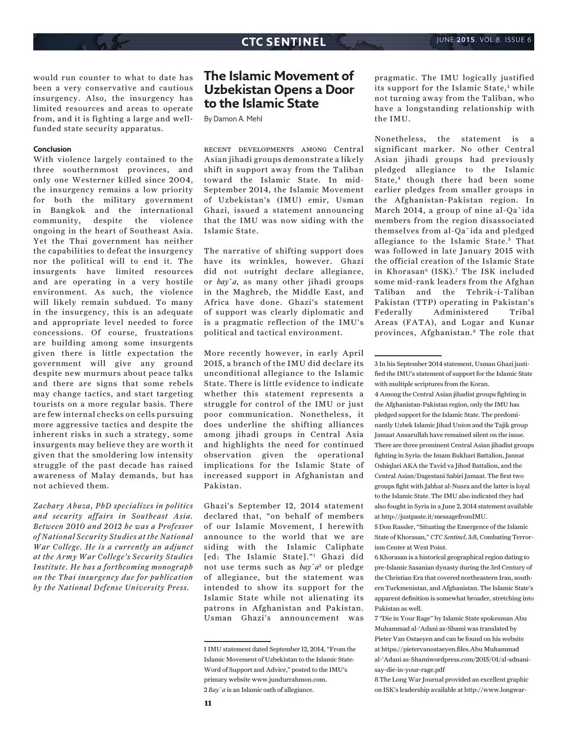would run counter to what to date has been a very conservative and cautious insurgency. Also, the insurgency has limited resources and areas to operate from, and it is fighting a large and well-funded state security apparatus.

#### Conclusion

With violence largely contained to the three southernmost provinces, and only one Westerner killed since 2004, the insurgency remains a low priority for both the military government in Bangkok and the international community, despite the violence ongoing in the heart of Southeast Asia. Yet the Thai government has neither the capabilities to defeat the insurgency nor the political will to end it. The insurgents have limited resources and are operating in a very hostile environment. As such, the violence will likely remain subdued. To many in the insurgency, this is an adequate and appropriate level needed to force concessions. Of course, frustrations are building among some insurgents given there is little expectation the government will give any ground despite new murmurs about peace talks and there are signs that some rebels may change tactics, and start targeting tourists on a more regular basis. There are few internal checks on cells pursuing more aggressive tactics and despite the inherent risks in such a strategy, some insurgents may believe they are worth it given that the smoldering low intensity struggle of the past decade has raised awareness of Malay demands, but has not achieved them.

*Zachary Abuza, PhD specializes in politics and security affairs in Southeast Asia. Between 2010 and 2012 he was a Professor of National Security Studies at the National War College. He is a currently an adjunct at the Army War College's Security Studies Institute. He has a forthcoming monograph on the Thai insurgency due for publication by the National Defense University Press.*

## The Islamic Movement of Uzbekistan Opens a Door to the Islamic State

By Damon A. Mehl

Recent developments among Central Asian jihadi groups demonstrate a likely shift in support away from the Taliban toward the Islamic State. In mid-September 2014, the Islamic Movement of Uzbekistan's (IMU) emir, Usman Ghazi, issued a statement announcing that the IMU was now siding with the Islamic State.

The narrative of shifting support does have its wrinkles, however. Ghazi did not outright declare allegiance, or *bay`a,* as many other jihadi groups in the Maghreb, the Middle East, and Africa have done. Ghazi's statement of support was clearly diplomatic and is a pragmatic reflection of the IMU's political and tactical environment.

More recently however, in early April 2015, a branch of the IMU did declare its unconditional allegiance to the Islamic State. There is little evidence to indicate whether this statement represents a struggle for control of the IMU or just poor communication. Nonetheless, it does underline the shifting alliances among jihadi groups in Central Asia and highlights the need for continued observation given the operational implications for the Islamic State of increased support in Afghanistan and Pakistan.

Ghazi's September 12, 2014 statement declared that, "on behalf of members of our Islamic Movement, I herewith announce to the world that we are siding with the Islamic Caliphate [ed: The Islamic State]."[1] Ghazi did not use terms such as *bay`a*[2] or pledge of allegiance, but the statement was intended to show its support for the Islamic State while not alienating its patrons in Afghanistan and Pakistan. Usman Ghazi's announcement was pragmatic. The IMU logically justified its support for the Islamic State,[3] while not turning away from the Taliban, who have a longstanding relationship with the IMU.

Nonetheless, the statement is a significant marker. No other Central Asian jihadi groups had previously pledged allegiance to the Islamic State,[4] though there had been some earlier pledges from smaller groups in the Afghanistan-Pakistan region. In March 2014, a group of nine al-Qa`ida members from the region disassociated themselves from al-Qa`ida and pledged allegiance to the Islamic State.[5] That was followed in late January 2015 with the official creation of the Islamic State in Khorasan[6] (ISK).[7] The ISK included some mid-rank leaders from the Afghan Taliban and the Tehrik-i-Taliban Pakistan (TTP) operating in Pakistan's Federally Administered Tribal Areas (FATA), and Logar and Kunar provinces, Afghanistan.[8] The role that

---

1 IMU statement dated September 12, 2014, "From the Islamic Movement of Uzbekistan to the Islamic State: Word of Support and Advice," posted to the IMU's primary website www.jundurrahmon.com.

2 *Bay`a* is an Islamic oath of allegiance.

3 In his September 2014 statement, Usman Ghazi justified the IMU's statement of support for the Islamic State with multiple scriptures from the Koran.

4 Among the Central Asian jihadist groups fighting in the Afghanistan-Pakistan region, only the IMU has pledged support for the Islamic State. The predominantly Uzbek Islamic Jihad Union and the Tajik group Jamaat Ansarullah have remained silent on the issue. There are three prominent Central Asian jihadist groups fighting in Syria: the Imam Bukhari Battalion, Jannat Oshiqlari AKA the Tavid va Jihod Battalion, and the Central Asian/Dagestani Sabiri Jamaat. The first two groups fight with Jabhat al-Nusra and the latter is loyal to the Islamic State. The IMU also indicated they had also fought in Syria in a June 2, 2014 statement available at http://justpaste.it/messagefromIMU.

5 Don Rassler, "Situating the Emergence of the Islamic State of Khorasan," *CTC Sentinel*, 3:8, Combating Terrorism Center at West Point.

6 Khorasan is a historical geographical region dating to pre-Islamic Sasanian dynasty during the 3rd Century of the Christian Era that covered northeastern Iran, southern Turkmenistan, and Afghanistan. The Islamic State's apparent definition is somewhat broader, stretching into Pakistan as well.

7 "Die in Your Rage" by Islamic State spokesman Abu Muhammad al-'Adani as-Shami was translated by Pieter Van Ostaeyen and can be found on his website at https://pietervanostaeyen.files.Abu Muhammad al-'Adani as-Shamiwordpress.com/2015/01/al-adnani-say-die-in-your-rage.pdf

8 The Long War Journal provided an excellent graphic on ISK's leadership available at http://www.longwar-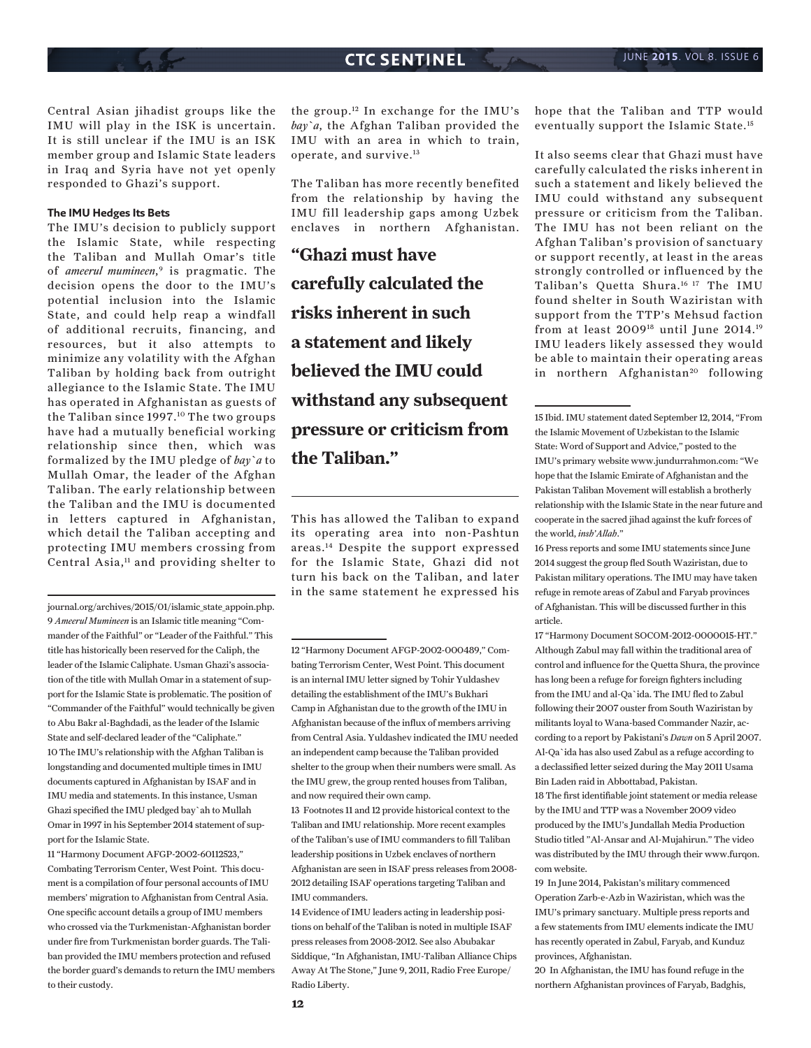Central Asian jihadist groups like the IMU will play in the ISK is uncertain. It is still unclear if the IMU is an ISK member group and Islamic State leaders in Iraq and Syria have not yet openly responded to Ghazi's support.

### The IMU Hedges Its Bets

The IMU's decision to publicly support the Islamic State, while respecting the Taliban and Mullah Omar's title of *ameerul mumineen*,[9] is pragmatic. The decision opens the door to the IMU's potential inclusion into the Islamic State, and could help reap a windfall of additional recruits, financing, and resources, but it also attempts to minimize any volatility with the Afghan Taliban by holding back from outright allegiance to the Islamic State. The IMU has operated in Afghanistan as guests of the Taliban since 1997.[10] The two groups have had a mutually beneficial working relationship since then, which was formalized by the IMU pledge of *bay`a* to Mullah Omar, the leader of the Afghan Taliban. The early relationship between the Taliban and the IMU is documented in letters captured in Afghanistan, which detail the Taliban accepting and protecting IMU members crossing from Central Asia,[11] and providing shelter to the group.[12] In exchange for the IMU's *bay`a*, the Afghan Taliban provided the IMU with an area in which to train, operate, and survive.[13]

The Taliban has more recently benefited from the relationship by having the IMU fill leadership gaps among Uzbek enclaves in northern Afghanistan. This has allowed the Taliban to expand its operating area into non-Pashtun areas.[14] Despite the support expressed for the Islamic State, Ghazi did not turn his back on the Taliban, and later in the same statement he expressed his hope that the Taliban and TTP would eventually support the Islamic State.[15]

**"Ghazi must have carefully calculated the risks inherent in such a statement and likely believed the IMU could withstand any subsequent pressure or criticism from the Taliban."**

It also seems clear that Ghazi must have carefully calculated the risks inherent in such a statement and likely believed the IMU could withstand any subsequent pressure or criticism from the Taliban. The IMU has not been reliant on the Afghan Taliban's provision of sanctuary or support recently, at least in the areas strongly controlled or influenced by the Taliban's Quetta Shura.[16] [17] The IMU found shelter in South Waziristan with support from the TTP's Mehsud faction from at least 2009[18] until June 2014.[19] IMU leaders likely assessed they would be able to maintain their operating areas in northern Afghanistan[20] following

---

journal.org/archives/2015/01/islamic_state_appoin.php.

9 *Ameerul Mumineen* is an Islamic title meaning "Commander of the Faithful" or "Leader of the Faithful." This title has historically been reserved for the Caliph, the leader of the Islamic Caliphate. Usman Ghazi's association of the title with Mullah Omar in a statement of support for the Islamic State is problematic. The position of "Commander of the Faithful" would technically be given to Abu Bakr al-Baghdadi, as the leader of the Islamic State and self-declared leader of the "Caliphate."

10 The IMU's relationship with the Afghan Taliban is longstanding and documented multiple times in IMU documents captured in Afghanistan by ISAF and in IMU media and statements. In this instance, Usman Ghazi specified the IMU pledged bay`ah to Mullah Omar in 1997 in his September 2014 statement of support for the Islamic State.

11 "Harmony Document AFGP-2002-60112523," Combating Terrorism Center, West Point. This document is a compilation of four personal accounts of IMU members' migration to Afghanistan from Central Asia. One specific account details a group of IMU members who crossed via the Turkmenistan-Afghanistan border under fire from Turkmenistan border guards. The Taliban provided the IMU members protection and refused the border guard's demands to return the IMU members to their custody.

12 "Harmony Document AFGP-2002-000489," Combating Terrorism Center, West Point. This document is an internal IMU letter signed by Tohir Yuldashev detailing the establishment of the IMU's Bukhari Camp in Afghanistan due to the growth of the IMU in Afghanistan because of the influx of members arriving from Central Asia. Yuldashev indicated the IMU needed an independent camp because the Taliban provided shelter to the group when their numbers were small. As the IMU grew, the group rented houses from Taliban, and now required their own camp.

13 Footnotes 11 and 12 provide historical context to the Taliban and IMU relationship. More recent examples of the Taliban's use of IMU commanders to fill Taliban leadership positions in Uzbek enclaves of northern Afghanistan are seen in ISAF press releases from 2008-2012 detailing ISAF operations targeting Taliban and IMU commanders.

14 Evidence of IMU leaders acting in leadership positions on behalf of the Taliban is noted in multiple ISAF press releases from 2008-2012. See also Abubakar Siddique, "In Afghanistan, IMU-Taliban Alliance Chips Away At The Stone," June 9, 2011, Radio Free Europe/Radio Liberty.

15 Ibid. IMU statement dated September 12, 2014, "From the Islamic Movement of Uzbekistan to the Islamic State: Word of Support and Advice," posted to the IMU's primary website www.jundurrahmon.com: "We hope that the Islamic Emirate of Afghanistan and the Pakistan Taliban Movement will establish a brotherly relationship with the Islamic State in the near future and cooperate in the sacred jihad against the kufr forces of the world, *insh'Allah*."

16 Press reports and some IMU statements since June 2014 suggest the group fled South Waziristan, due to Pakistan military operations. The IMU may have taken refuge in remote areas of Zabul and Faryab provinces of Afghanistan. This will be discussed further in this article.

17 "Harmony Document SOCOM-2012-0000015-HT." Although Zabul may fall within the traditional area of control and influence for the Quetta Shura, the province has long been a refuge for foreign fighters including from the IMU and al-Qa`ida. The IMU fled to Zabul following their 2007 ouster from South Waziristan by militants loyal to Wana-based Commander Nazir, according to a report by Pakistani's *Dawn* on 5 April 2007. Al-Qa`ida has also used Zabul as a refuge according to a declassified letter seized during the May 2011 Usama Bin Laden raid in Abbottabad, Pakistan.

18 The first identifiable joint statement or media release by the IMU and TTP was a November 2009 video produced by the IMU's Jundallah Media Production Studio titled "Al-Ansar and Al-Mujahirun." The video was distributed by the IMU through their www.furqon.com website.

19 In June 2014, Pakistan's military commenced Operation Zarb-e-Azb in Waziristan, which was the IMU's primary sanctuary. Multiple press reports and a few statements from IMU elements indicate the IMU has recently operated in Zabul, Faryab, and Kunduz provinces, Afghanistan.

20 In Afghanistan, the IMU has found refuge in the northern Afghanistan provinces of Faryab, Badghis,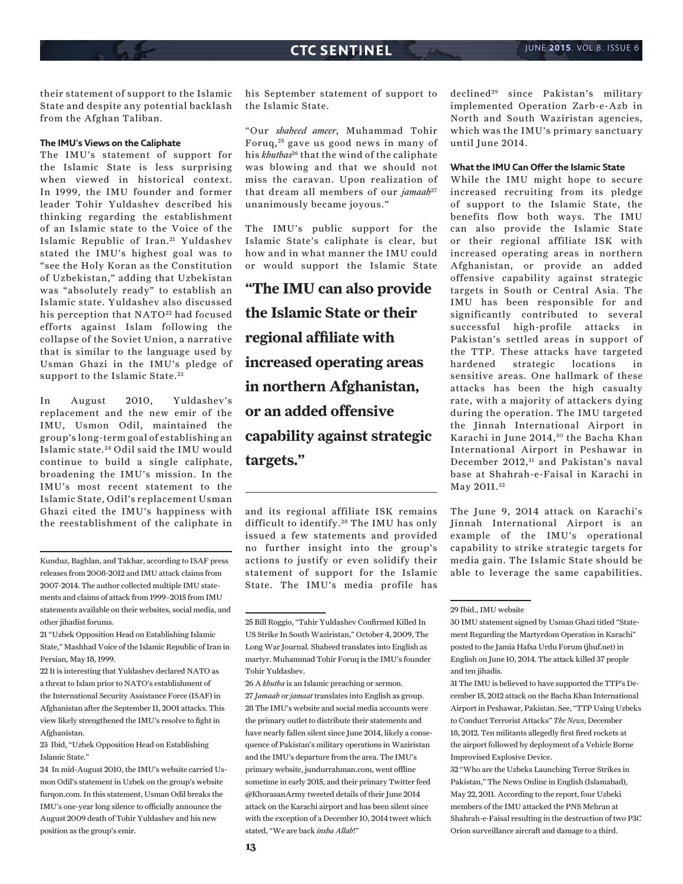their statement of support to the Islamic State and despite any potential backlash from the Afghan Taliban.

### The IMU's Views on the Caliphate

The IMU's statement of support for the Islamic State is less surprising when viewed in historical context. In 1999, the IMU founder and former leader Tohir Yuldashev described his thinking regarding the establishment of an Islamic state to the Voice of the Islamic Republic of Iran.[21] Yuldashev stated the IMU's highest goal was to "see the Holy Koran as the Constitution of Uzbekistan," adding that Uzbekistan was "absolutely ready" to establish an Islamic state. Yuldashev also discussed his perception that NATO[22] had focused efforts against Islam following the collapse of the Soviet Union, a narrative that is similar to the language used by Usman Ghazi in the IMU's pledge of support to the Islamic State.[23]

In August 2010, Yuldashev's replacement and the new emir of the IMU, Usmon Odil, maintained the group's long-term goal of establishing an Islamic state.[24] Odil said the IMU would continue to build a single caliphate, broadening the IMU's mission. In the IMU's most recent statement to the Islamic State, Odil's replacement Usman Ghazi cited the IMU's happiness with the reestablishment of the caliphate in his September statement of support to the Islamic State.

"Our *shaheed ameer*, Muhammad Tohir Foruq,[25] gave us good news in many of his *khutbas*[26] that the wind of the caliphate was blowing and that we should not miss the caravan. Upon realization of that dream all members of our *jamaah*[27] unanimously became joyous."

The IMU's public support for the Islamic State's caliphate is clear, but how and in what manner the IMU could or would support the Islamic State and its regional affiliate ISK remains difficult to identify.[28] The IMU has only issued a few statements and provided no further insight into the group's actions to justify or even solidify their statement of support for the Islamic State. The IMU's media profile has declined[29] since Pakistan's military implemented Operation Zarb-e-Azb in North and South Waziristan agencies, which was the IMU's primary sanctuary until June 2014.

> **"The IMU can also provide the Islamic State or their regional affiliate with increased operating areas in northern Afghanistan, or an added offensive capability against strategic targets."**

### What the IMU Can Offer the Islamic State

While the IMU might hope to secure increased recruiting from its pledge of support to the Islamic State, the benefits flow both ways. The IMU can also provide the Islamic State or their regional affiliate ISK with increased operating areas in northern Afghanistan, or provide an added offensive capability against strategic targets in South or Central Asia. The IMU has been responsible for and significantly contributed to several successful high-profile attacks in Pakistan's settled areas in support of the TTP. These attacks have targeted hardened strategic locations in sensitive areas. One hallmark of these attacks has been the high casualty rate, with a majority of attackers dying during the operation. The IMU targeted the Jinnah International Airport in Karachi in June 2014,[30] the Bacha Khan International Airport in Peshawar in December 2012,[31] and Pakistan's naval base at Shahrah-e-Faisal in Karachi in May 2011.[32]

The June 9, 2014 attack on Karachi's Jinnah International Airport is an example of the IMU's operational capability to strike strategic targets for media gain. The Islamic State should be able to leverage the same capabilities.

---

Kunduz, Baghlan, and Takhar, according to ISAF press releases from 2008-2012 and IMU attack claims from 2007-2014. The author collected multiple IMU statements and claims of attack from 1999–2015 from IMU statements available on their websites, social media, and other jihadist forums.

21 "Uzbek Opposition Head on Establishing Islamic State," Mashhad Voice of the Islamic Republic of Iran in Persian, May 18, 1999.

22 It is interesting that Yuldashev declared NATO as a threat to Islam prior to NATO's establishment of the International Security Assistance Force (ISAF) in Afghanistan after the September 11, 2001 attacks. This view likely strengthened the IMU's resolve to fight in Afghanistan.

23 Ibid, "Uzbek Opposition Head on Establishing Islamic State."

24 In mid-August 2010, the IMU's website carried Usmon Odil's statement in Uzbek on the group's website furqon.com. In this statement, Usman Odil breaks the IMU's one-year long silence to officially announce the August 2009 death of Tohir Yuldashev and his new position as the group's emir.

25 Bill Roggio, "Tahir Yuldashev Confirmed Killed In US Strike In South Waziristan," October 4, 2009, The Long War Journal. Shaheed translates into English as martyr. Muhammad Tohir Foruq is the IMU's founder Tohir Yuldashev.

26 A *khutba* is an Islamic preaching or sermon.

27 *Jamaah* or *jamaat* translates into English as group.

28 The IMU's website and social media accounts were the primary outlet to distribute their statements and have nearly fallen silent since June 2014, likely a consequence of Pakistan's military operations in Waziristan and the IMU's departure from the area. The IMU's primary website, jundurrahman.com, went offline sometime in early 2015, and their primary Twitter feed @KhorasanArmy tweeted details of their June 2014 attack on the Karachi airport and has been silent since with the exception of a December 10, 2014 tweet which stated, "We are back *insha Allah*!"

29 Ibid., IMU website

30 IMU statement signed by Usman Ghazi titled "Statement Regarding the Martyrdom Operation in Karachi" posted to the Jamia Hafsa Urdu Forum (jhuf.net) in English on June 10, 2014. The attack killed 37 people and ten jihadis.

31 The IMU is believed to have supported the TTP's December 15, 2012 attack on the Bacha Khan International Airport in Peshawar, Pakistan. See, "TTP Using Uzbeks to Conduct Terrorist Attacks" *The News*, December 18, 2012. Ten militants allegedly first fired rockets at the airport followed by deployment of a Vehicle Borne Improvised Explosive Device.

32 "Who are the Uzbeks Launching Terror Strikes in Pakistan," The News Online in English (Islamabad), May 22, 2011. According to the report, four Uzbeki members of the IMU attacked the PNS Mehran at Shahrah-e-Faisal resulting in the destruction of two P3C Orion surveillance aircraft and damage to a third.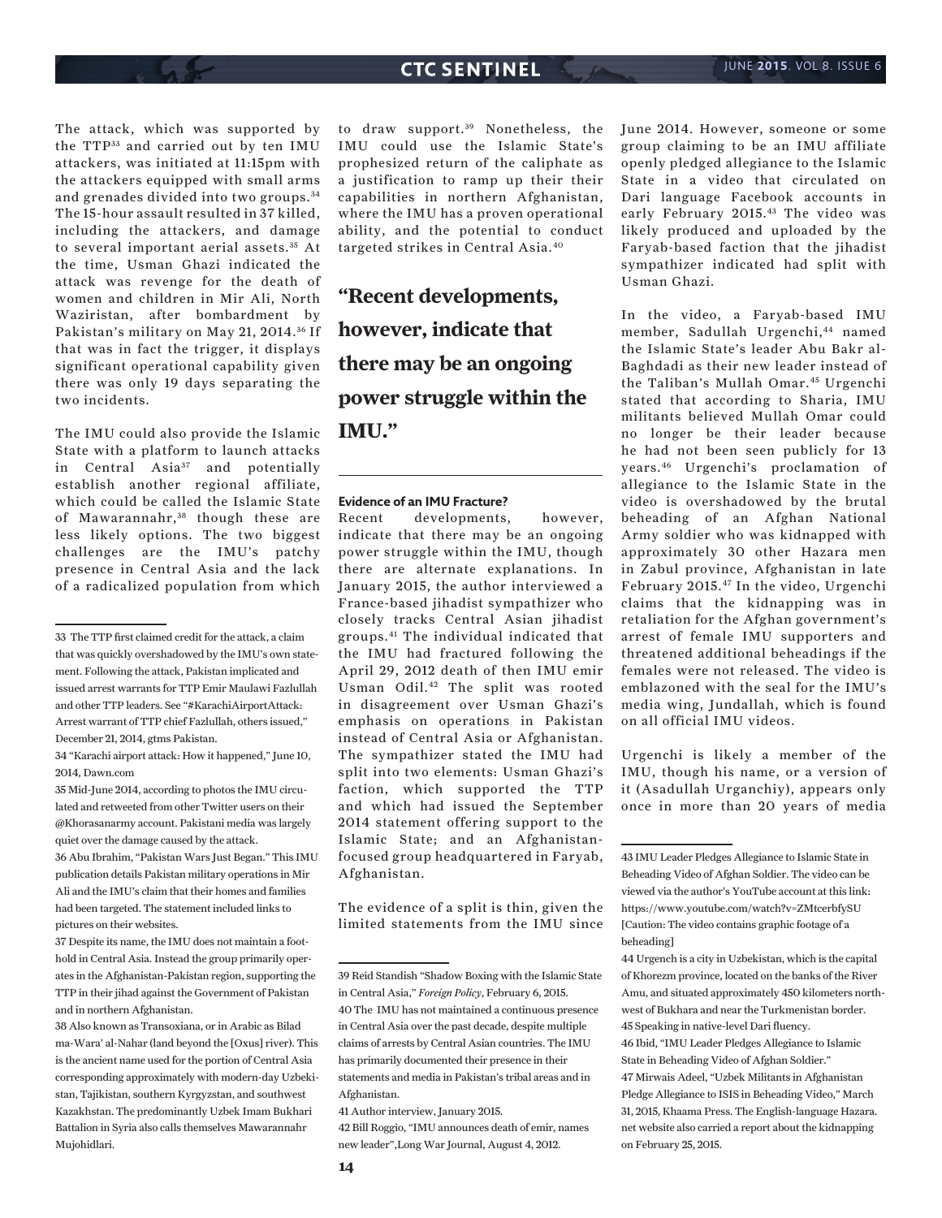The attack, which was supported by the TTP[33] and carried out by ten IMU attackers, was initiated at 11:15pm with the attackers equipped with small arms and grenades divided into two groups.[34] The 15-hour assault resulted in 37 killed, including the attackers, and damage to several important aerial assets.[35] At the time, Usman Ghazi indicated the attack was revenge for the death of women and children in Mir Ali, North Waziristan, after bombardment by Pakistan's military on May 21, 2014.[36] If that was in fact the trigger, it displays significant operational capability given there was only 19 days separating the two incidents.

The IMU could also provide the Islamic State with a platform to launch attacks in Central Asia[37] and potentially establish another regional affiliate, which could be called the Islamic State of Mawarannahr,[38] though these are less likely options. The two biggest challenges are the IMU's patchy presence in Central Asia and the lack of a radicalized population from which to draw support.[39] Nonetheless, the IMU could use the Islamic State's prophesized return of the caliphate as a justification to ramp up their their capabilities in northern Afghanistan, where the IMU has a proven operational ability, and the potential to conduct targeted strikes in Central Asia.[40]

> **"Recent developments, however, indicate that there may be an ongoing power struggle within the IMU."**

#### Evidence of an IMU Fracture?

Recent developments, however, indicate that there may be an ongoing power struggle within the IMU, though there are alternate explanations. In January 2015, the author interviewed a France-based jihadist sympathizer who closely tracks Central Asian jihadist groups.[41] The individual indicated that the IMU had fractured following the April 29, 2012 death of then IMU emir Usman Odil.[42] The split was rooted in disagreement over Usman Ghazi's emphasis on operations in Pakistan instead of Central Asia or Afghanistan. The sympathizer stated the IMU had split into two elements: Usman Ghazi's faction, which supported the TTP and which had issued the September 2014 statement offering support to the Islamic State; and an Afghanistan-focused group headquartered in Faryab, Afghanistan.

The evidence of a split is thin, given the limited statements from the IMU since June 2014. However, someone or some group claiming to be an IMU affiliate openly pledged allegiance to the Islamic State in a video that circulated on Dari language Facebook accounts in early February 2015.[43] The video was likely produced and uploaded by the Faryab-based faction that the jihadist sympathizer indicated had split with Usman Ghazi.

In the video, a Faryab-based IMU member, Sadullah Urgenchi,[44] named the Islamic State's leader Abu Bakr al-Baghdadi as their new leader instead of the Taliban's Mullah Omar.[45] Urgenchi stated that according to Sharia, IMU militants believed Mullah Omar could no longer be their leader because he had not been seen publicly for 13 years.[46] Urgenchi's proclamation of allegiance to the Islamic State in the video is overshadowed by the brutal beheading of an Afghan National Army soldier who was kidnapped with approximately 30 other Hazara men in Zabul province, Afghanistan in late February 2015.[47] In the video, Urgenchi claims that the kidnapping was in retaliation for the Afghan government's arrest of female IMU supporters and threatened additional beheadings if the females were not released. The video is emblazoned with the seal for the IMU's media wing, Jundallah, which is found on all official IMU videos.

Urgenchi is likely a member of the IMU, though his name, or a version of it (Asadullah Urganchiy), appears only once in more than 20 years of media

---

33 The TTP first claimed credit for the attack, a claim that was quickly overshadowed by the IMU's own statement. Following the attack, Pakistan implicated and issued arrest warrants for TTP Emir Maulawi Fazlullah and other TTP leaders. See "#KarachiAirportAttack: Arrest warrant of TTP chief Fazlullah, others issued," December 21, 2014, gtms Pakistan.

34 "Karachi airport attack: How it happened," June 10, 2014, Dawn.com

35 Mid-June 2014, according to photos the IMU circulated and retweeted from other Twitter users on their @Khorasanarmy account. Pakistani media was largely quiet over the damage caused by the attack.

36 Abu Ibrahim, "Pakistan Wars Just Began." This IMU publication details Pakistan military operations in Mir Ali and the IMU's claim that their homes and families had been targeted. The statement included links to pictures on their websites.

37 Despite its name, the IMU does not maintain a foothold in Central Asia. Instead the group primarily operates in the Afghanistan-Pakistan region, supporting the TTP in their jihad against the Government of Pakistan and in northern Afghanistan.

38 Also known as Transoxiana, or in Arabic as Bilad ma-Wara' al-Nahar (land beyond the [Oxus] river). This is the ancient name used for the portion of Central Asia corresponding approximately with modern-day Uzbekistan, Tajikistan, southern Kyrgyzstan, and southwest Kazakhstan. The predominantly Uzbek Imam Bukhari Battalion in Syria also calls themselves Mawarannahr Mujohidlari.

39 Reid Standish "Shadow Boxing with the Islamic State in Central Asia," *Foreign Policy*, February 6, 2015.

40 The IMU has not maintained a continuous presence in Central Asia over the past decade, despite multiple claims of arrests by Central Asian countries. The IMU has primarily documented their presence in their statements and media in Pakistan's tribal areas and in Afghanistan.

41 Author interview, January 2015.

42 Bill Roggio, "IMU announces death of emir, names new leader",Long War Journal, August 4, 2012.

43 IMU Leader Pledges Allegiance to Islamic State in Beheading Video of Afghan Soldier. The video can be viewed via the author's YouTube account at this link: https://www.youtube.com/watch?v=ZMtcerbfySU [Caution: The video contains graphic footage of a beheading]

44 Urgench is a city in Uzbekistan, which is the capital of Khorezm province, located on the banks of the River Amu, and situated approximately 450 kilometers northwest of Bukhara and near the Turkmenistan border.

45 Speaking in native-level Dari fluency.

46 Ibid, "IMU Leader Pledges Allegiance to Islamic State in Beheading Video of Afghan Soldier."

47 Mirwais Adeel, "Uzbek Militants in Afghanistan Pledge Allegiance to ISIS in Beheading Video," March 31, 2015, Khaama Press. The English-language Hazara.net website also carried a report about the kidnapping on February 25, 2015.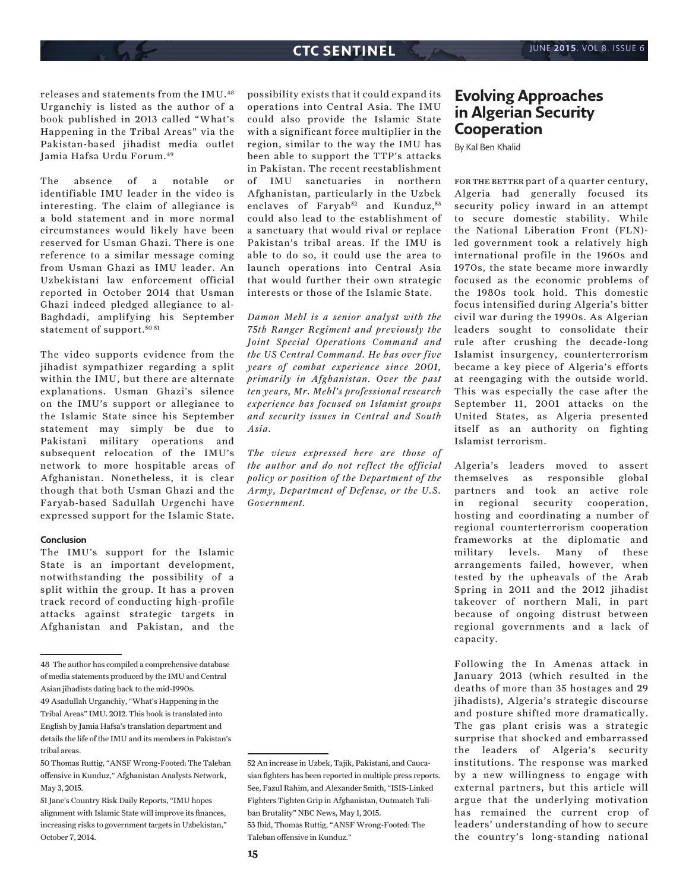releases and statements from the IMU.[48] Urganchiy is listed as the author of a book published in 2013 called "What's Happening in the Tribal Areas" via the Pakistan-based jihadist media outlet Jamia Hafsa Urdu Forum.[49]

The absence of a notable or identifiable IMU leader in the video is interesting. The claim of allegiance is a bold statement and in more normal circumstances would likely have been reserved for Usman Ghazi. There is one reference to a similar message coming from Usman Ghazi as IMU leader. An Uzbekistani law enforcement official reported in October 2014 that Usman Ghazi indeed pledged allegiance to al-Baghdadi, amplifying his September statement of support.[50 51]

The video supports evidence from the jihadist sympathizer regarding a split within the IMU, but there are alternate explanations. Usman Ghazi's silence on the IMU's support or allegiance to the Islamic State since his September statement may simply be due to Pakistani military operations and subsequent relocation of the IMU's network to more hospitable areas of Afghanistan. Nonetheless, it is clear though that both Usman Ghazi and the Faryab-based Sadullah Urgenchi have expressed support for the Islamic State.

#### Conclusion

The IMU's support for the Islamic State is an important development, notwithstanding the possibility of a split within the group. It has a proven track record of conducting high-profile attacks against strategic targets in Afghanistan and Pakistan, and the possibility exists that it could expand its operations into Central Asia. The IMU could also provide the Islamic State with a significant force multiplier in the region, similar to the way the IMU has been able to support the TTP's attacks in Pakistan. The recent reestablishment of IMU sanctuaries in northern Afghanistan, particularly in the Uzbek enclaves of Faryab[52] and Kunduz,[53] could also lead to the establishment of a sanctuary that would rival or replace Pakistan's tribal areas. If the IMU is able to do so, it could use the area to launch operations into Central Asia that would further their own strategic interests or those of the Islamic State.

*Damon Mehl is a senior analyst with the 75th Ranger Regiment and previously the Joint Special Operations Command and the US Central Command. He has over five years of combat experience since 2001, primarily in Afghanistan. Over the past ten years, Mr. Mehl's professional research experience has focused on Islamist groups and security issues in Central and South Asia.*

*The views expressed here are those of the author and do not reflect the official policy or position of the Department of the Army, Department of Defense, or the U.S. Government.*

48 The author has compiled a comprehensive database of media statements produced by the IMU and Central Asian jihadists dating back to the mid-1990s.

49 Asadullah Urganchiy, "What's Happening in the Tribal Areas" IMU. 2012. This book is translated into English by Jamia Hafsa's translation department and details the life of the IMU and its members in Pakistan's tribal areas.

50 Thomas Ruttig, "ANSF Wrong-Footed: The Taleban offensive in Kunduz," Afghanistan Analysts Network, May 3, 2015.

51 Jane's Country Risk Daily Reports, "IMU hopes alignment with Islamic State will improve its finances, increasing risks to government targets in Uzbekistan," October 7, 2014.

52 An increase in Uzbek, Tajik, Pakistani, and Caucasian fighters has been reported in multiple press reports. See, Fazul Rahim, and Alexander Smith, "ISIS-Linked Fighters Tighten Grip in Afghanistan, Outmatch Taliban Brutality" NBC News, May 1, 2015.

53 Ibid, Thomas Ruttig, "ANSF Wrong-Footed: The Taleban offensive in Kunduz."

# Evolving Approaches in Algerian Security Cooperation

By Kal Ben Khalid

FOR THE BETTER part of a quarter century, Algeria had generally focused its security policy inward in an attempt to secure domestic stability. While the National Liberation Front (FLN)-led government took a relatively high international profile in the 1960s and 1970s, the state became more inwardly focused as the economic problems of the 1980s took hold. This domestic focus intensified during Algeria's bitter civil war during the 1990s. As Algerian leaders sought to consolidate their rule after crushing the decade-long Islamist insurgency, counterterrorism became a key piece of Algeria's efforts at reengaging with the outside world. This was especially the case after the September 11, 2001 attacks on the United States, as Algeria presented itself as an authority on fighting Islamist terrorism.

Algeria's leaders moved to assert themselves as responsible global partners and took an active role in regional security cooperation, hosting and coordinating a number of regional counterterrorism cooperation frameworks at the diplomatic and military levels. Many of these arrangements failed, however, when tested by the upheavals of the Arab Spring in 2011 and the 2012 jihadist takeover of northern Mali, in part because of ongoing distrust between regional governments and a lack of capacity.

Following the In Amenas attack in January 2013 (which resulted in the deaths of more than 35 hostages and 29 jihadists), Algeria's strategic discourse and posture shifted more dramatically. The gas plant crisis was a strategic surprise that shocked and embarrassed the leaders of Algeria's security institutions. The response was marked by a new willingness to engage with external partners, but this article will argue that the underlying motivation has remained the current crop of leaders' understanding of how to secure the country's long-standing national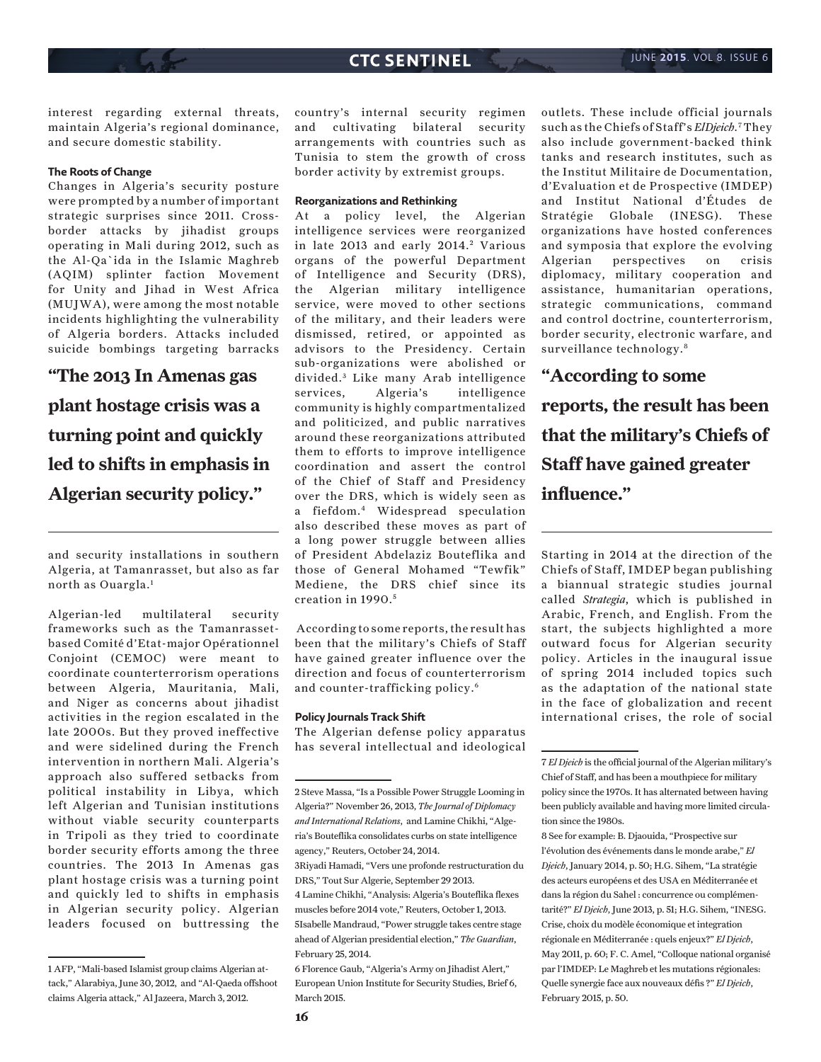interest regarding external threats, maintain Algeria's regional dominance, and secure domestic stability.

### The Roots of Change

Changes in Algeria's security posture were prompted by a number of important strategic surprises since 2011. Cross-border attacks by jihadist groups operating in Mali during 2012, such as the Al-Qa`ida in the Islamic Maghreb (AQIM) splinter faction Movement for Unity and Jihad in West Africa (MUJWA), were among the most notable incidents highlighting the vulnerability of Algeria borders. Attacks included suicide bombings targeting barracks and security installations in southern Algeria, at Tamanrasset, but also as far north as Ouargla.[1]

> **"The 2013 In Amenas gas plant hostage crisis was a turning point and quickly led to shifts in emphasis in Algerian security policy."**

Algerian-led multilateral security frameworks such as the Tamanrasset-based Comité d'Etat-major Opérationnel Conjoint (CEMOC) were meant to coordinate counterterrorism operations between Algeria, Mauritania, Mali, and Niger as concerns about jihadist activities in the region escalated in the late 2000s. But they proved ineffective and were sidelined during the French intervention in northern Mali. Algeria's approach also suffered setbacks from political instability in Libya, which left Algerian and Tunisian institutions without viable security counterparts in Tripoli as they tried to coordinate border security efforts among the three countries. The 2013 In Amenas gas plant hostage crisis was a turning point and quickly led to shifts in emphasis in Algerian security policy. Algerian leaders focused on buttressing the country's internal security regimen and cultivating bilateral security arrangements with countries such as Tunisia to stem the growth of cross border activity by extremist groups.

### Reorganizations and Rethinking

At a policy level, the Algerian intelligence services were reorganized in late 2013 and early 2014.[2] Various organs of the powerful Department of Intelligence and Security (DRS), the Algerian military intelligence service, were moved to other sections of the military, and their leaders were dismissed, retired, or appointed as advisors to the Presidency. Certain sub-organizations were abolished or divided.[3] Like many Arab intelligence services, Algeria's intelligence community is highly compartmentalized and politicized, and public narratives around these reorganizations attributed them to efforts to improve intelligence coordination and assert the control of the Chief of Staff and Presidency over the DRS, which is widely seen as a fiefdom.[4] Widespread speculation also described these moves as part of a long power struggle between allies of President Abdelaziz Bouteflika and those of General Mohamed "Tewfik" Mediene, the DRS chief since its creation in 1990.[5]

According to some reports, the result has been that the military's Chiefs of Staff have gained greater influence over the direction and focus of counterterrorism and counter-trafficking policy.[6]

### Policy Journals Track Shift

The Algerian defense policy apparatus has several intellectual and ideological outlets. These include official journals such as the Chiefs of Staff's *ElDjeich*.[7] They also include government-backed think tanks and research institutes, such as the Institut Militaire de Documentation, d'Evaluation et de Prospective (IMDEP) and Institut National d'Études de Stratégie Globale (INESG). These organizations have hosted conferences and symposia that explore the evolving Algerian perspectives on crisis diplomacy, military cooperation and assistance, humanitarian operations, strategic communications, command and control doctrine, counterterrorism, border security, electronic warfare, and surveillance technology.[8]

> **"According to some reports, the result has been that the military's Chiefs of Staff have gained greater influence."**

Starting in 2014 at the direction of the Chiefs of Staff, IMDEP began publishing a biannual strategic studies journal called *Strategia*, which is published in Arabic, French, and English. From the start, the subjects highlighted a more outward focus for Algerian security policy. Articles in the inaugural issue of spring 2014 included topics such as the adaptation of the national state in the face of globalization and recent international crises, the role of social

---

1 AFP, "Mali-based Islamist group claims Algerian attack," Alarabiya, June 30, 2012, and "Al-Qaeda offshoot claims Algeria attack," Al Jazeera, March 3, 2012.

2 Steve Massa, "Is a Possible Power Struggle Looming in Algeria?" November 26, 2013, *The Journal of Diplomacy and International Relations*, and Lamine Chikhi, "Algeria's Bouteflika consolidates curbs on state intelligence agency," Reuters, October 24, 2014.

3Riyadi Hamadi, "Vers une profonde restructuration du DRS," Tout Sur Algerie, September 29 2013.

4 Lamine Chikhi, "Analysis: Algeria's Bouteflika flexes muscles before 2014 vote," Reuters, October 1, 2013.

5Isabelle Mandraud, "Power struggle takes centre stage ahead of Algerian presidential election," *The Guardian*, February 25, 2014.

6 Florence Gaub, "Algeria's Army on Jihadist Alert," European Union Institute for Security Studies, Brief 6, March 2015.

7 *El Djeich* is the official journal of the Algerian military's Chief of Staff, and has been a mouthpiece for military policy since the 1970s. It has alternated between having been publicly available and having more limited circulation since the 1980s.

8 See for example: B. Djaouida, "Prospective sur l'évolution des événements dans le monde arabe," *El Djeich*, January 2014, p. 50; H.G. Sihem, "La stratégie des acteurs européens et des USA en Méditerranée et dans la région du Sahel : concurrence ou complémentarité?" *El Djeich*, June 2013, p. 51; H.G. Sihem, "INESG. Crise, choix du modèle économique et integration régionale en Méditerranée : quels enjeux?" *El Djeich*, May 2011, p. 60; F. C. Amel, "Colloque national organisé par l'IMDEP: Le Maghreb et les mutations régionales: Quelle synergie face aux nouveaux défis ?" *El Djeich*, February 2015, p. 50.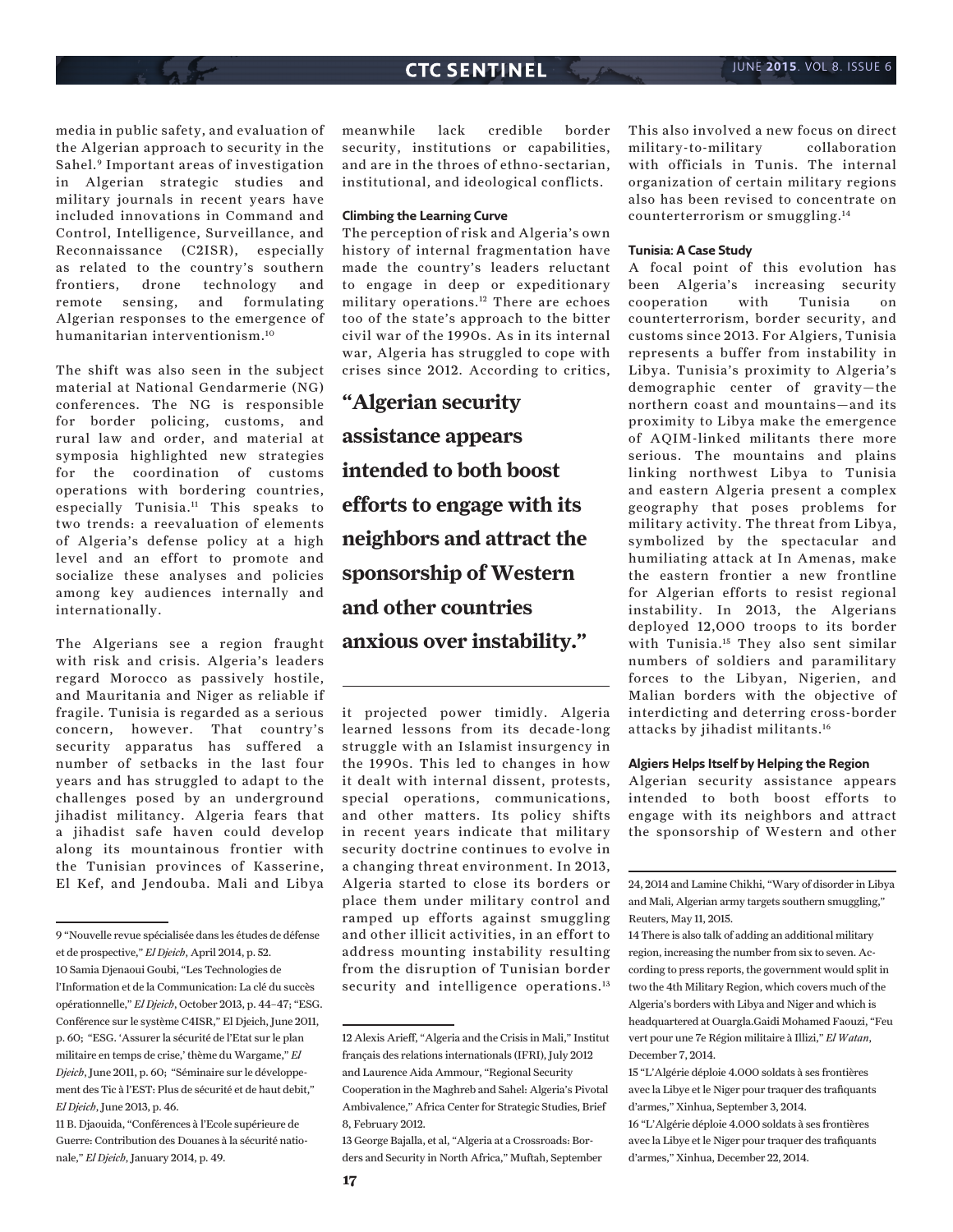media in public safety, and evaluation of the Algerian approach to security in the Sahel.[9] Important areas of investigation in Algerian strategic studies and military journals in recent years have included innovations in Command and Control, Intelligence, Surveillance, and Reconnaissance (C2ISR), especially as related to the country's southern frontiers, drone technology and remote sensing, and formulating Algerian responses to the emergence of humanitarian interventionism.[10]

The shift was also seen in the subject material at National Gendarmerie (NG) conferences. The NG is responsible for border policing, customs, and rural law and order, and material at symposia highlighted new strategies for the coordination of customs operations with bordering countries, especially Tunisia.[11] This speaks to two trends: a reevaluation of elements of Algeria's defense policy at a high level and an effort to promote and socialize these analyses and policies among key audiences internally and internationally.

The Algerians see a region fraught with risk and crisis. Algeria's leaders regard Morocco as passively hostile, and Mauritania and Niger as reliable if fragile. Tunisia is regarded as a serious concern, however. That country's security apparatus has suffered a number of setbacks in the last four years and has struggled to adapt to the challenges posed by an underground jihadist militancy. Algeria fears that a jihadist safe haven could develop along its mountainous frontier with the Tunisian provinces of Kasserine, El Kef, and Jendouba. Mali and Libya meanwhile lack credible border security, institutions or capabilities, and are in the throes of ethno-sectarian, institutional, and ideological conflicts.

#### Climbing the Learning Curve

The perception of risk and Algeria's own history of internal fragmentation have made the country's leaders reluctant to engage in deep or expeditionary military operations.[12] There are echoes too of the state's approach to the bitter civil war of the 1990s. As in its internal war, Algeria has struggled to cope with crises since 2012. According to critics, it projected power timidly. Algeria learned lessons from its decade-long struggle with an Islamist insurgency in the 1990s. This led to changes in how it dealt with internal dissent, protests, special operations, communications, and other matters. Its policy shifts in recent years indicate that military security doctrine continues to evolve in a changing threat environment. In 2013, Algeria started to close its borders or place them under military control and ramped up efforts against smuggling and other illicit activities, in an effort to address mounting instability resulting from the disruption of Tunisian border security and intelligence operations.[13] This also involved a new focus on direct military-to-military collaboration with officials in Tunis. The internal organization of certain military regions also has been revised to concentrate on counterterrorism or smuggling.[14]

> **"Algerian security assistance appears intended to both boost efforts to engage with its neighbors and attract the sponsorship of Western and other countries anxious over instability."**

#### Tunisia: A Case Study

A focal point of this evolution has been Algeria's increasing security cooperation with Tunisia on counterterrorism, border security, and customs since 2013. For Algiers, Tunisia represents a buffer from instability in Libya. Tunisia's proximity to Algeria's demographic center of gravity—the northern coast and mountains—and its proximity to Libya make the emergence of AQIM-linked militants there more serious. The mountains and plains linking northwest Libya to Tunisia and eastern Algeria present a complex geography that poses problems for military activity. The threat from Libya, symbolized by the spectacular and humiliating attack at In Amenas, make the eastern frontier a new frontline for Algerian efforts to resist regional instability. In 2013, the Algerians deployed 12,000 troops to its border with Tunisia.[15] They also sent similar numbers of soldiers and paramilitary forces to the Libyan, Nigerien, and Malian borders with the objective of interdicting and deterring cross-border attacks by jihadist militants.[16]

#### Algiers Helps Itself by Helping the Region

Algerian security assistance appears intended to both boost efforts to engage with its neighbors and attract the sponsorship of Western and other

---

9 "Nouvelle revue spécialisée dans les études de défense et de prospective," *El Djeich*, April 2014, p. 52.

10 Samia Djenaoui Goubi, "Les Technologies de l'Information et de la Communication: La clé du succès opérationnelle," *El Djeich*, October 2013, p. 44–47; "ESG. Conférence sur le système C4ISR," El Djeich, June 2011, p. 60; "ESG. 'Assurer la sécurité de l'Etat sur le plan militaire en temps de crise,' thème du Wargame," *El Djeich*, June 2011, p. 60; "Séminaire sur le développement des Tic à l'EST: Plus de sécurité et de haut debit," *El Djeich*, June 2013, p. 46.

11 B. Djaouida, "Conférences à l'Ecole supérieure de Guerre: Contribution des Douanes à la sécurité nationale," *El Djeich*, January 2014, p. 49.

12 Alexis Arieff, "Algeria and the Crisis in Mali," Institut français des relations internationals (IFRI), July 2012 and Laurence Aida Ammour, "Regional Security Cooperation in the Maghreb and Sahel: Algeria's Pivotal Ambivalence," Africa Center for Strategic Studies, Brief 8, February 2012.

13 George Bajalla, et al, "Algeria at a Crossroads: Borders and Security in North Africa," Muftah, September 24, 2014 and Lamine Chikhi, "Wary of disorder in Libya and Mali, Algerian army targets southern smuggling," Reuters, May 11, 2015.

14 There is also talk of adding an additional military region, increasing the number from six to seven. According to press reports, the government would split in two the 4th Military Region, which covers much of the Algeria's borders with Libya and Niger and which is headquartered at Ouargla.Gaidi Mohamed Faouzi, "Feu vert pour une 7e Région militaire à Illizi," *El Watan*, December 7, 2014.

15 "L'Algérie déploie 4.000 soldats à ses frontières avec la Libye et le Niger pour traquer des trafiquants d'armes," Xinhua, September 3, 2014.

16 "L'Algérie déploie 4.000 soldats à ses frontières avec la Libye et le Niger pour traquer des trafiquants d'armes," Xinhua, December 22, 2014.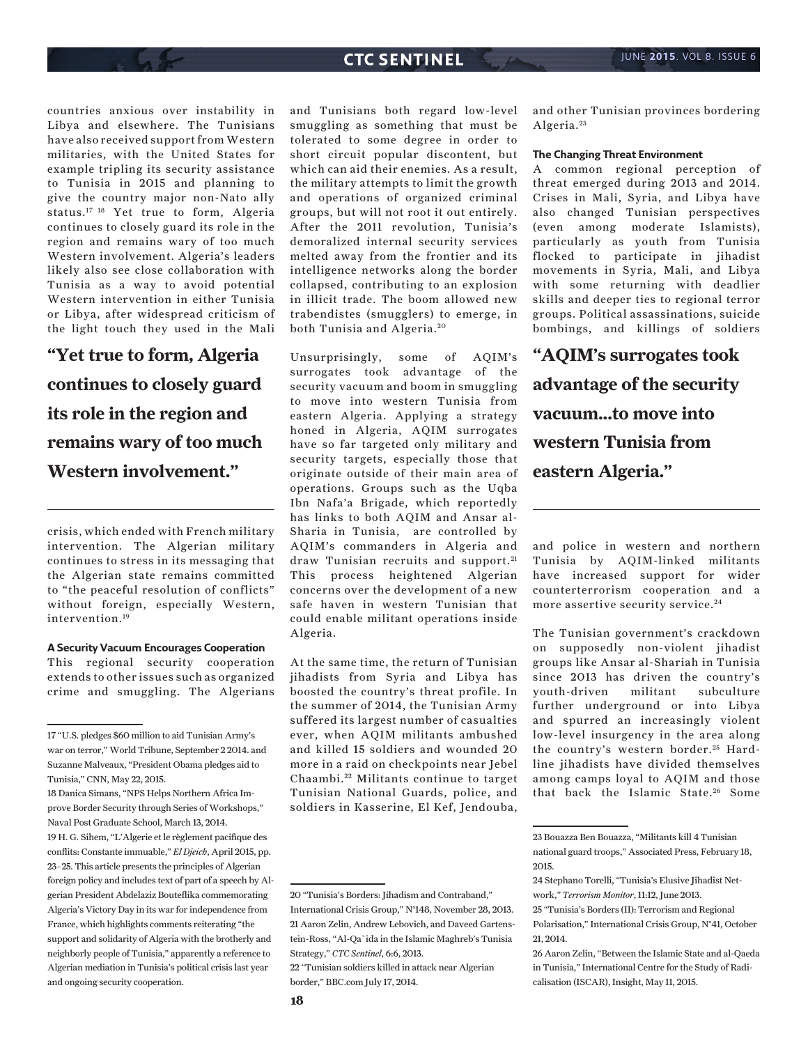countries anxious over instability in Libya and elsewhere. The Tunisians have also received support from Western militaries, with the United States for example tripling its security assistance to Tunisia in 2015 and planning to give the country major non-Nato ally status.[17] [18] Yet true to form, Algeria continues to closely guard its role in the region and remains wary of too much Western involvement. Algeria's leaders likely also see close collaboration with Tunisia as a way to avoid potential Western intervention in either Tunisia or Libya, after widespread criticism of the light touch they used in the Mali crisis, which ended with French military intervention. The Algerian military continues to stress in its messaging that the Algerian state remains committed to "the peaceful resolution of conflicts" without foreign, especially Western, intervention.[19]

**"Yet true to form, Algeria continues to closely guard its role in the region and remains wary of too much Western involvement."**

#### A Security Vacuum Encourages Cooperation

This regional security cooperation extends to other issues such as organized crime and smuggling. The Algerians and Tunisians both regard low-level smuggling as something that must be tolerated to some degree in order to short circuit popular discontent, but which can aid their enemies. As a result, the military attempts to limit the growth and operations of organized criminal groups, but will not root it out entirely. After the 2011 revolution, Tunisia's demoralized internal security services melted away from the frontier and its intelligence networks along the border collapsed, contributing to an explosion in illicit trade. The boom allowed new trabendistes (smugglers) to emerge, in both Tunisia and Algeria.[20]

Unsurprisingly, some of AQIM's surrogates took advantage of the security vacuum and boom in smuggling to move into western Tunisia from eastern Algeria. Applying a strategy honed in Algeria, AQIM surrogates have so far targeted only military and security targets, especially those that originate outside of their main area of operations. Groups such as the Uqba Ibn Nafa'a Brigade, which reportedly has links to both AQIM and Ansar al-Sharia in Tunisia, are controlled by AQIM's commanders in Algeria and draw Tunisian recruits and support.[21] This process heightened Algerian concerns over the development of a new safe haven in western Tunisian that could enable militant operations inside Algeria.

At the same time, the return of Tunisian jihadists from Syria and Libya has boosted the country's threat profile. In the summer of 2014, the Tunisian Army suffered its largest number of casualties ever, when AQIM militants ambushed and killed 15 soldiers and wounded 20 more in a raid on checkpoints near Jebel Chaambi.[22] Militants continue to target Tunisian National Guards, police, and soldiers in Kasserine, El Kef, Jendouba, and other Tunisian provinces bordering Algeria.[23]

#### The Changing Threat Environment

A common regional perception of threat emerged during 2013 and 2014. Crises in Mali, Syria, and Libya have also changed Tunisian perspectives (even among moderate Islamists), particularly as youth from Tunisia flocked to participate in jihadist movements in Syria, Mali, and Libya with some returning with deadlier skills and deeper ties to regional terror groups. Political assassinations, suicide bombings, and killings of soldiers and police in western and northern Tunisia by AQIM-linked militants have increased support for wider counterterrorism cooperation and a more assertive security service.[24]

**"AQIM's surrogates took advantage of the security vacuum...to move into western Tunisia from eastern Algeria."**

The Tunisian government's crackdown on supposedly non-violent jihadist groups like Ansar al-Shariah in Tunisia since 2013 has driven the country's youth-driven militant subculture further underground or into Libya and spurred an increasingly violent low-level insurgency in the area along the country's western border.[25] Hard-line jihadists have divided themselves among camps loyal to AQIM and those that back the Islamic State.[26] Some

---

17 "U.S. pledges $60 million to aid Tunisian Army's war on terror," World Tribune, September 2 2014. and Suzanne Malveaux, "President Obama pledges aid to Tunisia," CNN, May 22, 2015.

18 Danica Simans, "NPS Helps Northern Africa Improve Border Security through Series of Workshops," Naval Post Graduate School, March 13, 2014.

19 H. G. Sihem, "L'Algerie et le règlement pacifique des conflits: Constante immuable," *El Djeich*, April 2015, pp. 23–25. This article presents the principles of Algerian foreign policy and includes text of part of a speech by Algerian President Abdelaziz Bouteflika commemorating Algeria's Victory Day in its war for independence from France, which highlights comments reiterating "the support and solidarity of Algeria with the brotherly and neighborly people of Tunisia," apparently a reference to Algerian mediation in Tunisia's political crisis last year and ongoing security cooperation.

20 "Tunisia's Borders: Jihadism and Contraband," International Crisis Group," N°148, November 28, 2013.

21 Aaron Zelin, Andrew Lebovich, and Daveed Gartenstein-Ross, "Al-Qa`ida in the Islamic Maghreb's Tunisia Strategy," *CTC Sentinel*, 6:6, 2013.

22 "Tunisian soldiers killed in attack near Algerian border," BBC.com July 17, 2014.

23 Bouazza Ben Bouazza, "Militants kill 4 Tunisian national guard troops," Associated Press, February 18, 2015.

24 Stephano Torelli, "Tunisia's Elusive Jihadist Network," *Terrorism Monitor*, 11:12, June 2013.

25 "Tunisia's Borders (II): Terrorism and Regional Polarisation," International Crisis Group, N°41, October 21, 2014.

26 Aaron Zelin, "Between the Islamic State and al-Qaeda in Tunisia," International Centre for the Study of Radicalisation (ISCAR), Insight, May 11, 2015.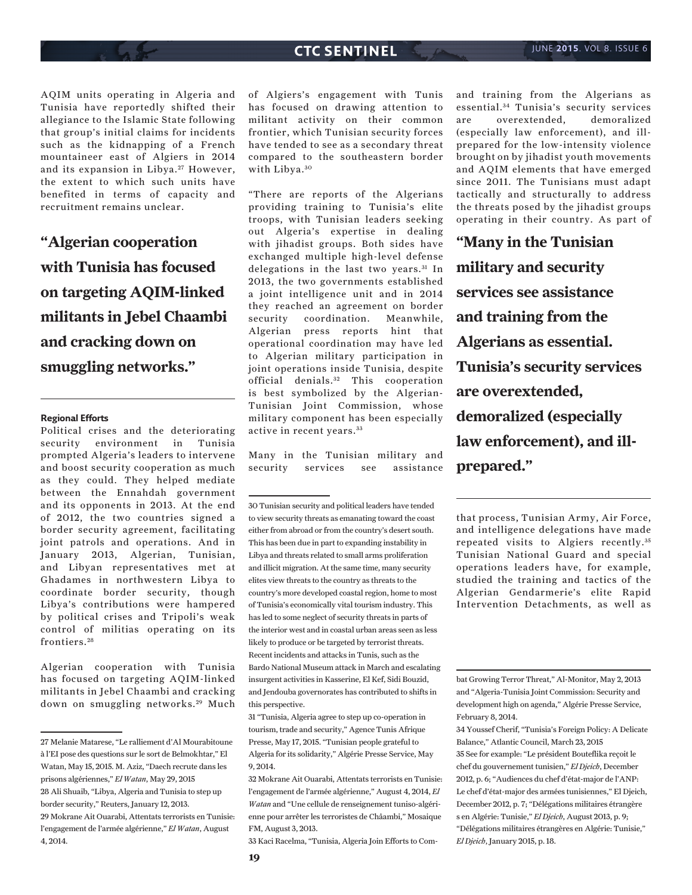AQIM units operating in Algeria and Tunisia have reportedly shifted their allegiance to the Islamic State following that group's initial claims for incidents such as the kidnapping of a French mountaineer east of Algiers in 2014 and its expansion in Libya.[27] However, the extent to which such units have benefited in terms of capacity and recruitment remains unclear.

**"Algerian cooperation with Tunisia has focused on targeting AQIM-linked militants in Jebel Chaambi and cracking down on smuggling networks."**

#### Regional Efforts

Political crises and the deteriorating security environment in Tunisia prompted Algeria's leaders to intervene and boost security cooperation as much as they could. They helped mediate between the Ennahdah government and its opponents in 2013. At the end of 2012, the two countries signed a border security agreement, facilitating joint patrols and operations. And in January 2013, Algerian, Tunisian, and Libyan representatives met at Ghadames in northwestern Libya to coordinate border security, though Libya's contributions were hampered by political crises and Tripoli's weak control of militias operating on its frontiers.[28]

Algerian cooperation with Tunisia has focused on targeting AQIM-linked militants in Jebel Chaambi and cracking down on smuggling networks.[29] Much of Algiers's engagement with Tunis has focused on drawing attention to militant activity on their common frontier, which Tunisian security forces have tended to see as a secondary threat compared to the southeastern border with Libya.[30]

"There are reports of the Algerians providing training to Tunisia's elite troops, with Tunisian leaders seeking out Algeria's expertise in dealing with jihadist groups. Both sides have exchanged multiple high-level defense delegations in the last two years.[31] In 2013, the two governments established a joint intelligence unit and in 2014 they reached an agreement on border security coordination. Meanwhile, Algerian press reports hint that operational coordination may have led to Algerian military participation in joint operations inside Tunisia, despite official denials.[32] This cooperation is best symbolized by the Algerian-Tunisian Joint Commission, whose military component has been especially active in recent years.[33]

Many in the Tunisian military and security services see assistance and training from the Algerians as essential.[34] Tunisia's security services are overextended, demoralized (especially law enforcement), and ill-prepared for the low-intensity violence brought on by jihadist youth movements and AQIM elements that have emerged since 2011. The Tunisians must adapt tactically and structurally to address the threats posed by the jihadist groups operating in their country. As part of that process, Tunisian Army, Air Force, and intelligence delegations have made repeated visits to Algiers recently.[35] Tunisian National Guard and special operations leaders have, for example, studied the training and tactics of the Algerian Gendarmerie's elite Rapid Intervention Detachments, as well as

**"Many in the Tunisian military and security services see assistance and training from the Algerians as essential. Tunisia's security services are overextended, demoralized (especially law enforcement), and ill-prepared."**

---

27 Melanie Matarese, "Le ralliement d'Al Mourabitoune à l'EI pose des questions sur le sort de Belmokhtar," El Watan, May 15, 2015. M. Aziz, "Daech recrute dans les prisons algériennes," *El Watan*, May 29, 2015

28 Ali Shuaib, "Libya, Algeria and Tunisia to step up border security," Reuters, January 12, 2013.

29 Mokrane Ait Ouarabi, Attentats terrorists en Tunisie: l'engagement de l'armée algérienne," *El Watan*, August 4, 2014.

30 Tunisian security and political leaders have tended to view security threats as emanating toward the coast either from abroad or from the country's desert south. This has been due in part to expanding instability in Libya and threats related to small arms proliferation and illicit migration. At the same time, many security elites view threats to the country as threats to the country's more developed coastal region, home to most of Tunisia's economically vital tourism industry. This has led to some neglect of security threats in parts of the interior west and in coastal urban areas seen as less likely to produce or be targeted by terrorist threats. Recent incidents and attacks in Tunis, such as the Bardo National Museum attack in March and escalating insurgent activities in Kasserine, El Kef, Sidi Bouzid, and Jendouba governorates has contributed to shifts in this perspective.

31 "Tunisia, Algeria agree to step up co-operation in tourism, trade and security," Agence Tunis Afrique Presse, May 17, 2015. "Tunisian people grateful to Algeria for its solidarity," Algérie Presse Service, May 9, 2014.

32 Mokrane Ait Ouarabi, Attentats terrorists en Tunisie: l'engagement de l'armée algérienne," August 4, 2014, *El Watan* and "Une cellule de renseignement tuniso-algérienne pour arrêter les terroristes de Châambi," Mosaique FM, August 3, 2013.

33 Kaci Racelma, "Tunisia, Algeria Join Efforts to Combat Growing Terror Threat," Al-Monitor, May 2, 2013 and "Algeria-Tunisia Joint Commission: Security and development high on agenda," Algérie Presse Service, February 8, 2014.

34 Youssef Cherif, "Tunisia's Foreign Policy: A Delicate Balance," Atlantic Council, March 23, 2015

35 See for example: "Le président Bouteflika reçoit le chef du gouvernement tunisien," *El Djeich*, December 2012, p. 6; "Audiences du chef d'état-major de l'ANP: Le chef d'état-major des armées tunisiennes," El Djeich, December 2012, p. 7; "Délégations militaires étrangère s en Algérie: Tunisie," *El Djeich*, August 2013, p. 9; "Délégations militaires étrangères en Algérie: Tunisie," *El Djeich*, January 2015, p. 18.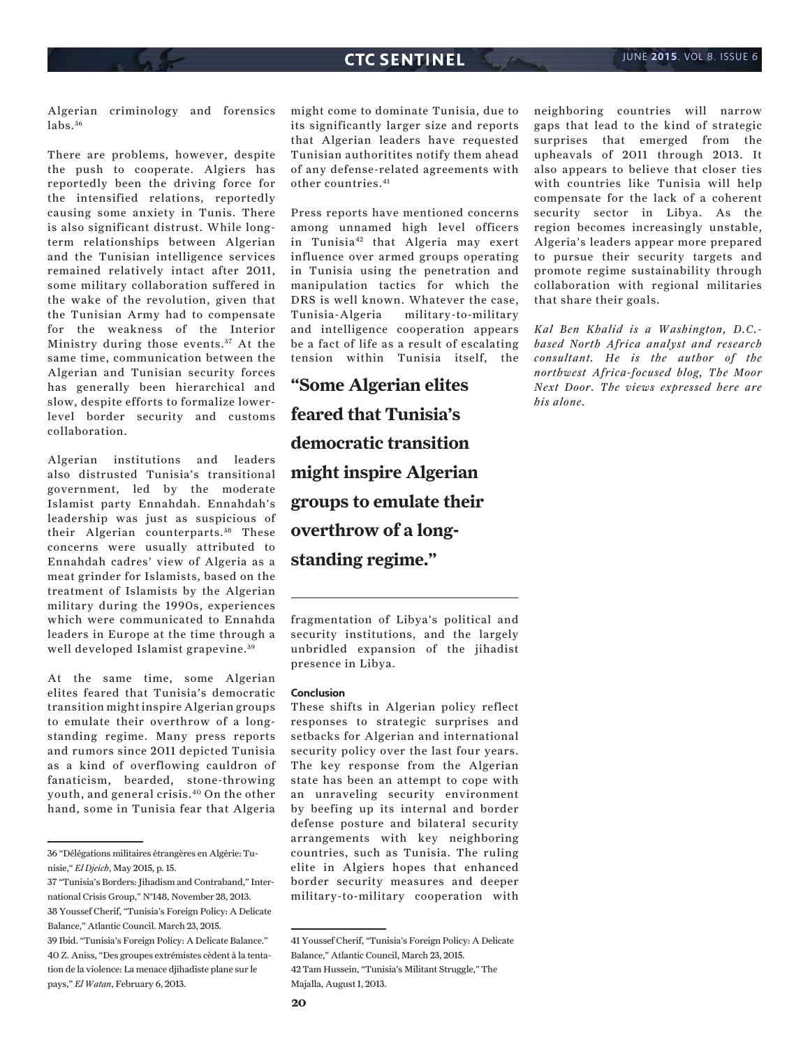Algerian criminology and forensics labs.[36]

There are problems, however, despite the push to cooperate. Algiers has reportedly been the driving force for the intensified relations, reportedly causing some anxiety in Tunis. There is also significant distrust. While long-term relationships between Algerian and the Tunisian intelligence services remained relatively intact after 2011, some military collaboration suffered in the wake of the revolution, given that the Tunisian Army had to compensate for the weakness of the Interior Ministry during those events.[37] At the same time, communication between the Algerian and Tunisian security forces has generally been hierarchical and slow, despite efforts to formalize lower-level border security and customs collaboration.

Algerian institutions and leaders also distrusted Tunisia's transitional government, led by the moderate Islamist party Ennahdah. Ennahdah's leadership was just as suspicious of their Algerian counterparts.[38] These concerns were usually attributed to Ennahdah cadres' view of Algeria as a meat grinder for Islamists, based on the treatment of Islamists by the Algerian military during the 1990s, experiences which were communicated to Ennahda leaders in Europe at the time through a well developed Islamist grapevine.[39]

At the same time, some Algerian elites feared that Tunisia's democratic transition might inspire Algerian groups to emulate their overthrow of a long-standing regime. Many press reports and rumors since 2011 depicted Tunisia as a kind of overflowing cauldron of fanaticism, bearded, stone-throwing youth, and general crisis.[40] On the other hand, some in Tunisia fear that Algeria might come to dominate Tunisia, due to its significantly larger size and reports that Algerian leaders have requested Tunisian authoritites notify them ahead of any defense-related agreements with other countries.[41]

Press reports have mentioned concerns among unnamed high level officers in Tunisia[42] that Algeria may exert influence over armed groups operating in Tunisia using the penetration and manipulation tactics for which the DRS is well known. Whatever the case, Tunisia-Algeria military-to-military and intelligence cooperation appears be a fact of life as a result of escalating tension within Tunisia itself, the fragmentation of Libya's political and security institutions, and the largely unbridled expansion of the jihadist presence in Libya.

> **"Some Algerian elites feared that Tunisia's democratic transition might inspire Algerian groups to emulate their overthrow of a long-standing regime."**

### Conclusion

These shifts in Algerian policy reflect responses to strategic surprises and setbacks for Algerian and international security policy over the last four years. The key response from the Algerian state has been an attempt to cope with an unraveling security environment by beefing up its internal and border defense posture and bilateral security arrangements with key neighboring countries, such as Tunisia. The ruling elite in Algiers hopes that enhanced border security measures and deeper military-to-military cooperation with neighboring countries will narrow gaps that lead to the kind of strategic surprises that emerged from the upheavals of 2011 through 2013. It also appears to believe that closer ties with countries like Tunisia will help compensate for the lack of a coherent security sector in Libya. As the region becomes increasingly unstable, Algeria's leaders appear more prepared to pursue their security targets and promote regime sustainability through collaboration with regional militaries that share their goals.

*Kal Ben Khalid is a Washington, D.C.-based North Africa analyst and research consultant. He is the author of the northwest Africa-focused blog, The Moor Next Door. The views expressed here are his alone.*

---

36 "Délégations militaires étrangères en Algérie: Tunisie," *El Djeich*, May 2015, p. 15.

37 "Tunisia's Borders: Jihadism and Contraband," International Crisis Group," N°148, November 28, 2013.

38 Youssef Cherif, "Tunisia's Foreign Policy: A Delicate Balance," Atlantic Council. March 23, 2015.

39 Ibid. "Tunisia's Foreign Policy: A Delicate Balance."

40 Z. Aniss, "Des groupes extrémistes cèdent à la tentation de la violence: La menace djihadiste plane sur le pays," *El Watan*, February 6, 2013.

41 Youssef Cherif, "Tunisia's Foreign Policy: A Delicate Balance," Atlantic Council, March 23, 2015.

42 Tam Hussein, "Tunisia's Militant Struggle," The Majalla, August 1, 2013.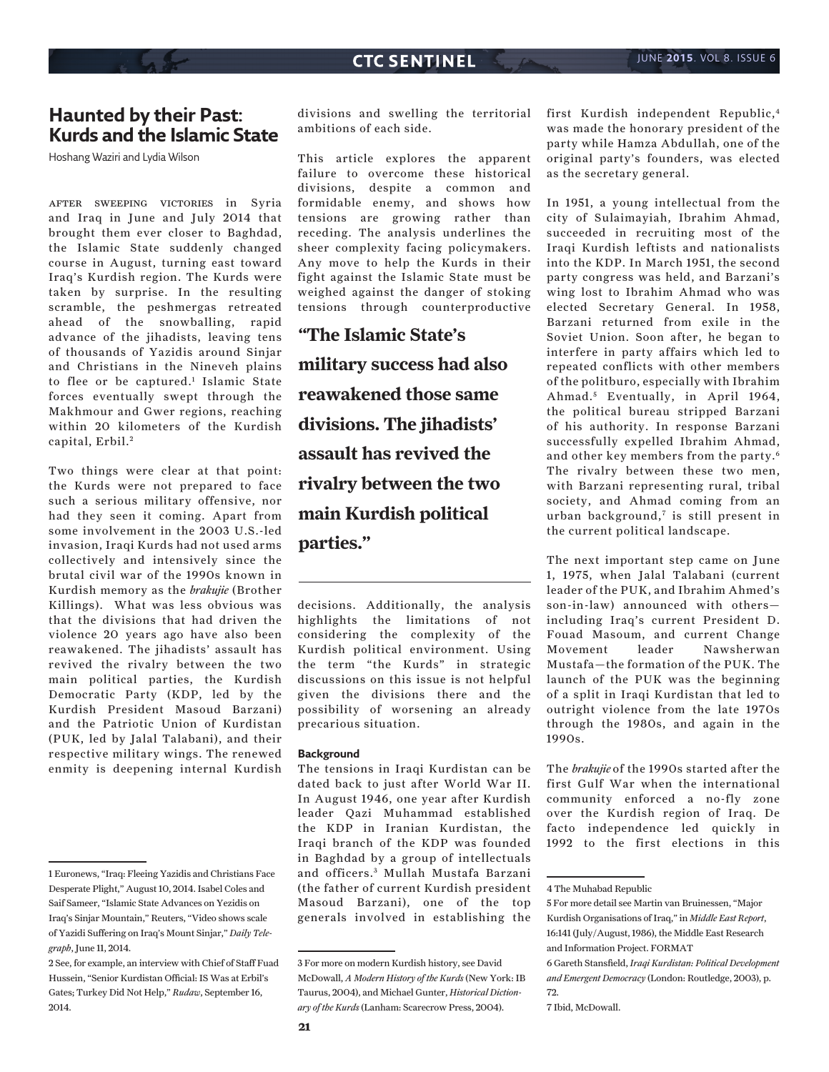## Haunted by their Past: Kurds and the Islamic State

Hoshang Waziri and Lydia Wilson

After sweeping victories in Syria and Iraq in June and July 2014 that brought them ever closer to Baghdad, the Islamic State suddenly changed course in August, turning east toward Iraq's Kurdish region. The Kurds were taken by surprise. In the resulting scramble, the peshmergas retreated ahead of the snowballing, rapid advance of the jihadists, leaving tens of thousands of Yazidis around Sinjar and Christians in the Nineveh plains to flee or be captured.[1] Islamic State forces eventually swept through the Makhmour and Gwer regions, reaching within 20 kilometers of the Kurdish capital, Erbil.[2]

Two things were clear at that point: the Kurds were not prepared to face such a serious military offensive, nor had they seen it coming. Apart from some involvement in the 2003 U.S.-led invasion, Iraqi Kurds had not used arms collectively and intensively since the brutal civil war of the 1990s known in Kurdish memory as the *brakujie* (Brother Killings). What was less obvious was that the divisions that had driven the violence 20 years ago have also been reawakened. The jihadists' assault has revived the rivalry between the two main political parties, the Kurdish Democratic Party (KDP, led by the Kurdish President Masoud Barzani) and the Patriotic Union of Kurdistan (PUK, led by Jalal Talabani), and their respective military wings. The renewed enmity is deepening internal Kurdish divisions and swelling the territorial ambitions of each side.

This article explores the apparent failure to overcome these historical divisions, despite a common and formidable enemy, and shows how tensions are growing rather than receding. The analysis underlines the sheer complexity facing policymakers. Any move to help the Kurds in their fight against the Islamic State must be weighed against the danger of stoking tensions through counterproductive decisions. Additionally, the analysis highlights the limitations of not considering the complexity of the Kurdish political environment. Using the term "the Kurds" in strategic discussions on this issue is not helpful given the divisions there and the possibility of worsening an already precarious situation.

> **"The Islamic State's military success had also reawakened those same divisions. The jihadists' assault has revived the rivalry between the two main Kurdish political parties."**

### Background

The tensions in Iraqi Kurdistan can be dated back to just after World War II. In August 1946, one year after Kurdish leader Qazi Muhammad established the KDP in Iranian Kurdistan, the Iraqi branch of the KDP was founded in Baghdad by a group of intellectuals and officers.[3] Mullah Mustafa Barzani (the father of current Kurdish president Masoud Barzani), one of the top generals involved in establishing the first Kurdish independent Republic,[4] was made the honorary president of the party while Hamza Abdullah, one of the original party's founders, was elected as the secretary general.

In 1951, a young intellectual from the city of Sulaimayiah, Ibrahim Ahmad, succeeded in recruiting most of the Iraqi Kurdish leftists and nationalists into the KDP. In March 1951, the second party congress was held, and Barzani's wing lost to Ibrahim Ahmad who was elected Secretary General. In 1958, Barzani returned from exile in the Soviet Union. Soon after, he began to interfere in party affairs which led to repeated conflicts with other members of the politburo, especially with Ibrahim Ahmad.[5] Eventually, in April 1964, the political bureau stripped Barzani of his authority. In response Barzani successfully expelled Ibrahim Ahmad, and other key members from the party.[6] The rivalry between these two men, with Barzani representing rural, tribal society, and Ahmad coming from an urban background,[7] is still present in the current political landscape.

The next important step came on June 1, 1975, when Jalal Talabani (current leader of the PUK, and Ibrahim Ahmed's son-in-law) announced with others—including Iraq's current President D. Fouad Masoum, and current Change Movement leader Nawsherwan Mustafa—the formation of the PUK. The launch of the PUK was the beginning of a split in Iraqi Kurdistan that led to outright violence from the late 1970s through the 1980s, and again in the 1990s.

The *brakujie* of the 1990s started after the first Gulf War when the international community enforced a no-fly zone over the Kurdish region of Iraq. De facto independence led quickly in 1992 to the first elections in this

---

1 Euronews, "Iraq: Fleeing Yazidis and Christians Face Desperate Plight," August 10, 2014. Isabel Coles and Saif Sameer, "Islamic State Advances on Yezidis on Iraq's Sinjar Mountain," Reuters, "Video shows scale of Yazidi Suffering on Iraq's Mount Sinjar," *Daily Telegraph*, June 11, 2014.

2 See, for example, an interview with Chief of Staff Fuad Hussein, "Senior Kurdistan Official: IS Was at Erbil's Gates; Turkey Did Not Help," *Rudaw*, September 16, 2014.

3 For more on modern Kurdish history, see David McDowall, *A Modern History of the Kurds* (New York: IB Taurus, 2004), and Michael Gunter, *Historical Dictionary of the Kurds* (Lanham: Scarecrow Press, 2004).

4 The Muhabad Republic

5 For more detail see Martin van Bruinessen, "Major Kurdish Organisations of Iraq," in *Middle East Report*, 16:141 (July/August, 1986), the Middle East Research and Information Project. FORMAT

6 Gareth Stansfield, *Iraqi Kurdistan: Political Development and Emergent Democracy* (London: Routledge, 2003), p. 72.

7 Ibid, McDowall.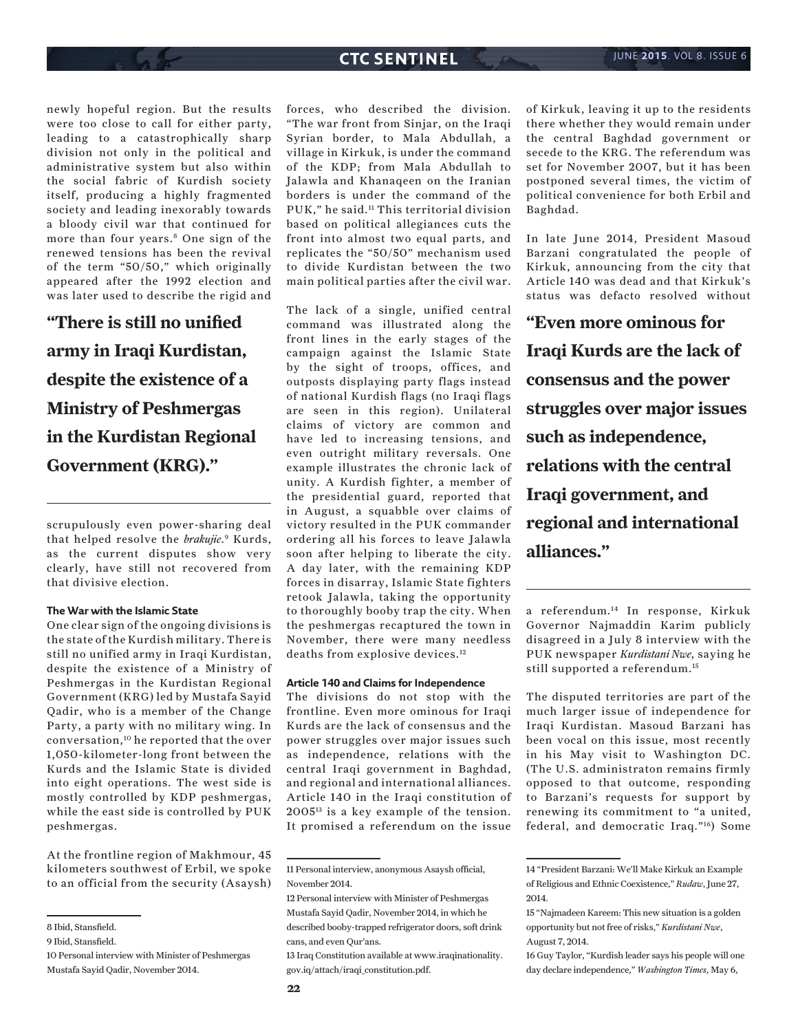newly hopeful region. But the results were too close to call for either party, leading to a catastrophically sharp division not only in the political and administrative system but also within the social fabric of Kurdish society itself, producing a highly fragmented society and leading inexorably towards a bloody civil war that continued for more than four years.[8] One sign of the renewed tensions has been the revival of the term "50/50," which originally appeared after the 1992 election and was later used to describe the rigid and scrupulously even power-sharing deal that helped resolve the *brakujie*.[9] Kurds, as the current disputes show very clearly, have still not recovered from that divisive election.

> **"There is still no unified army in Iraqi Kurdistan, despite the existence of a Ministry of Peshmergas in the Kurdistan Regional Government (KRG)."**

#### The War with the Islamic State

One clear sign of the ongoing divisions is the state of the Kurdish military. There is still no unified army in Iraqi Kurdistan, despite the existence of a Ministry of Peshmergas in the Kurdistan Regional Government (KRG) led by Mustafa Sayid Qadir, who is a member of the Change Party, a party with no military wing. In conversation,[10] he reported that the over 1,050-kilometer-long front between the Kurds and the Islamic State is divided into eight operations. The west side is mostly controlled by KDP peshmergas, while the east side is controlled by PUK peshmergas.

At the frontline region of Makhmour, 45 kilometers southwest of Erbil, we spoke to an official from the security (Asaysh) forces, who described the division. "The war front from Sinjar, on the Iraqi Syrian border, to Mala Abdullah, a village in Kirkuk, is under the command of the KDP; from Mala Abdullah to Jalawla and Khanaqeen on the Iranian borders is under the command of the PUK," he said.[11] This territorial division based on political allegiances cuts the front into almost two equal parts, and replicates the "50/50" mechanism used to divide Kurdistan between the two main political parties after the civil war.

The lack of a single, unified central command was illustrated along the front lines in the early stages of the campaign against the Islamic State by the sight of troops, offices, and outposts displaying party flags instead of national Kurdish flags (no Iraqi flags are seen in this region). Unilateral claims of victory are common and have led to increasing tensions, and even outright military reversals. One example illustrates the chronic lack of unity. A Kurdish fighter, a member of the presidential guard, reported that in August, a squabble over claims of victory resulted in the PUK commander ordering all his forces to leave Jalawla soon after helping to liberate the city. A day later, with the remaining KDP forces in disarray, Islamic State fighters retook Jalawla, taking the opportunity to thoroughly booby trap the city. When the peshmergas recaptured the town in November, there were many needless deaths from explosive devices.[12]

#### Article 140 and Claims for Independence

The divisions do not stop with the frontline. Even more ominous for Iraqi Kurds are the lack of consensus and the power struggles over major issues such as independence, relations with the central Iraqi government in Baghdad, and regional and international alliances. Article 140 in the Iraqi constitution of 2005[13] is a key example of the tension. It promised a referendum on the issue of Kirkuk, leaving it up to the residents there whether they would remain under the central Baghdad government or secede to the KRG. The referendum was set for November 2007, but it has been postponed several times, the victim of political convenience for both Erbil and Baghdad.

In late June 2014, President Masoud Barzani congratulated the people of Kirkuk, announcing from the city that Article 140 was dead and that Kirkuk's status was defacto resolved without a referendum.[14] In response, Kirkuk Governor Najmaddin Karim publicly disagreed in a July 8 interview with the PUK newspaper *Kurdistani Nwe*, saying he still supported a referendum.[15]

> **"Even more ominous for Iraqi Kurds are the lack of consensus and the power struggles over major issues such as independence, relations with the central Iraqi government, and regional and international alliances."**

The disputed territories are part of the much larger issue of independence for Iraqi Kurdistan. Masoud Barzani has been vocal on this issue, most recently in his May visit to Washington DC. (The U.S. administraton remains firmly opposed to that outcome, responding to Barzani's requests for support by renewing its commitment to "a united, federal, and democratic Iraq."[16]) Some

---

8 Ibid, Stansfield.

9 Ibid, Stansfield.

10 Personal interview with Minister of Peshmergas Mustafa Sayid Qadir, November 2014.

11 Personal interview, anonymous Asaysh official, November 2014.

12 Personal interview with Minister of Peshmergas Mustafa Sayid Qadir, November 2014, in which he described booby-trapped refrigerator doors, soft drink cans, and even Qur'ans.

13 Iraq Constitution available at www.iraqinationality.gov.iq/attach/iraqi_constitution.pdf.

14 "President Barzani: We'll Make Kirkuk an Example of Religious and Ethnic Coexistence," *Rudaw*, June 27, 2014.

15 "Najmadeen Kareem: This new situation is a golden opportunity but not free of risks," *Kurdistani Nwe*, August 7, 2014.

16 Guy Taylor, "Kurdish leader says his people will one day declare independence," *Washington Times*, May 6,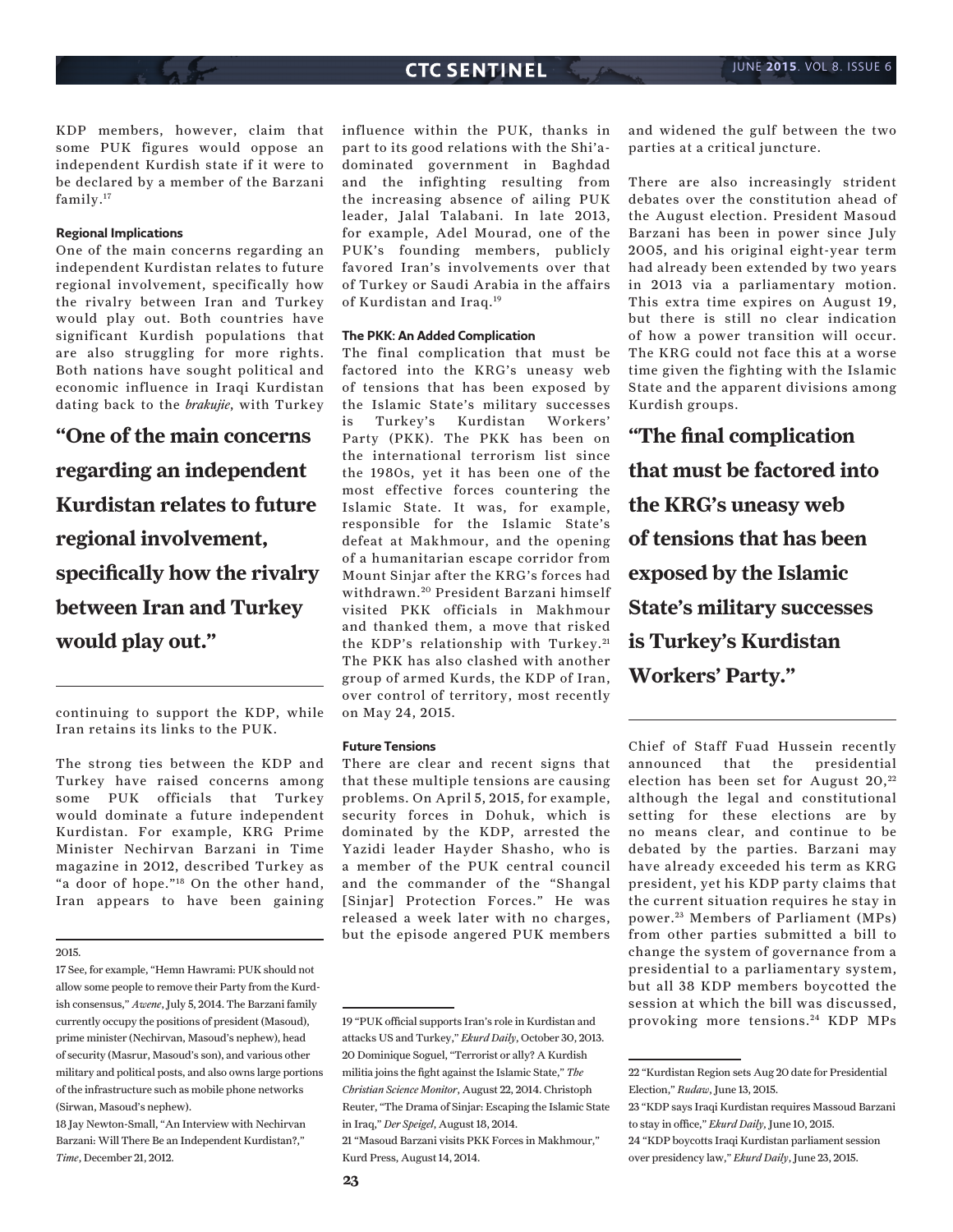KDP members, however, claim that some PUK figures would oppose an independent Kurdish state if it were to be declared by a member of the Barzani family.[17]

#### Regional Implications

One of the main concerns regarding an independent Kurdistan relates to future regional involvement, specifically how the rivalry between Iran and Turkey would play out. Both countries have significant Kurdish populations that are also struggling for more rights. Both nations have sought political and economic influence in Iraqi Kurdistan dating back to the *brakujie*, with Turkey continuing to support the KDP, while Iran retains its links to the PUK.

> **"One of the main concerns regarding an independent Kurdistan relates to future regional involvement, specifically how the rivalry between Iran and Turkey would play out."**

The strong ties between the KDP and Turkey have raised concerns among some PUK officials that Turkey would dominate a future independent Kurdistan. For example, KRG Prime Minister Nechirvan Barzani in Time magazine in 2012, described Turkey as "a door of hope."[18] On the other hand, Iran appears to have been gaining influence within the PUK, thanks in part to its good relations with the Shi'a-dominated government in Baghdad and the infighting resulting from the increasing absence of ailing PUK leader, Jalal Talabani. In late 2013, for example, Adel Mourad, one of the PUK's founding members, publicly favored Iran's involvements over that of Turkey or Saudi Arabia in the affairs of Kurdistan and Iraq.[19]

#### The PKK: An Added Complication

The final complication that must be factored into the KRG's uneasy web of tensions that has been exposed by the Islamic State's military successes is Turkey's Kurdistan Workers' Party (PKK). The PKK has been on the international terrorism list since the 1980s, yet it has been one of the most effective forces countering the Islamic State. It was, for example, responsible for the Islamic State's defeat at Makhmour, and the opening of a humanitarian escape corridor from Mount Sinjar after the KRG's forces had withdrawn.[20] President Barzani himself visited PKK officials in Makhmour and thanked them, a move that risked the KDP's relationship with Turkey.[21] The PKK has also clashed with another group of armed Kurds, the KDP of Iran, over control of territory, most recently on May 24, 2015.

#### Future Tensions

There are clear and recent signs that that these multiple tensions are causing problems. On April 5, 2015, for example, security forces in Dohuk, which is dominated by the KDP, arrested the Yazidi leader Hayder Shasho, who is a member of the PUK central council and the commander of the "Shangal [Sinjar] Protection Forces." He was released a week later with no charges, but the episode angered PUK members and widened the gulf between the two parties at a critical juncture.

There are also increasingly strident debates over the constitution ahead of the August election. President Masoud Barzani has been in power since July 2005, and his original eight-year term had already been extended by two years in 2013 via a parliamentary motion. This extra time expires on August 19, but there is still no clear indication of how a power transition will occur. The KRG could not face this at a worse time given the fighting with the Islamic State and the apparent divisions among Kurdish groups.

> **"The final complication that must be factored into the KRG's uneasy web of tensions that has been exposed by the Islamic State's military successes is Turkey's Kurdistan Workers' Party."**

Chief of Staff Fuad Hussein recently announced that the presidential election has been set for August 20,[22] although the legal and constitutional setting for these elections are by no means clear, and continue to be debated by the parties. Barzani may have already exceeded his term as KRG president, yet his KDP party claims that the current situation requires he stay in power.[23] Members of Parliament (MPs) from other parties submitted a bill to change the system of governance from a presidential to a parliamentary system, but all 38 KDP members boycotted the session at which the bill was discussed, provoking more tensions.[24] KDP MPs

---

2015.

17 See, for example, "Hemn Hawrami: PUK should not allow some people to remove their Party from the Kurdish consensus," *Awene*, July 5, 2014. The Barzani family currently occupy the positions of president (Masoud), prime minister (Nechirvan, Masoud's nephew), head of security (Masrur, Masoud's son), and various other military and political posts, and also owns large portions of the infrastructure such as mobile phone networks (Sirwan, Masoud's nephew).

18 Jay Newton-Small, "An Interview with Nechirvan Barzani: Will There Be an Independent Kurdistan?," *Time*, December 21, 2012.

19 "PUK official supports Iran's role in Kurdistan and attacks US and Turkey," *Ekurd Daily*, October 30, 2013.

20 Dominique Soguel, "Terrorist or ally? A Kurdish militia joins the fight against the Islamic State," *The Christian Science Monitor*, August 22, 2014. Christoph Reuter, "The Drama of Sinjar: Escaping the Islamic State in Iraq," *Der Speigel*, August 18, 2014.

21 "Masoud Barzani visits PKK Forces in Makhmour," Kurd Press, August 14, 2014.

22 "Kurdistan Region sets Aug 20 date for Presidential Election," *Rudaw*, June 13, 2015.

23 "KDP says Iraqi Kurdistan requires Massoud Barzani to stay in office," *Ekurd Daily*, June 10, 2015.

24 "KDP boycotts Iraqi Kurdistan parliament session over presidency law," *Ekurd Daily*, June 23, 2015.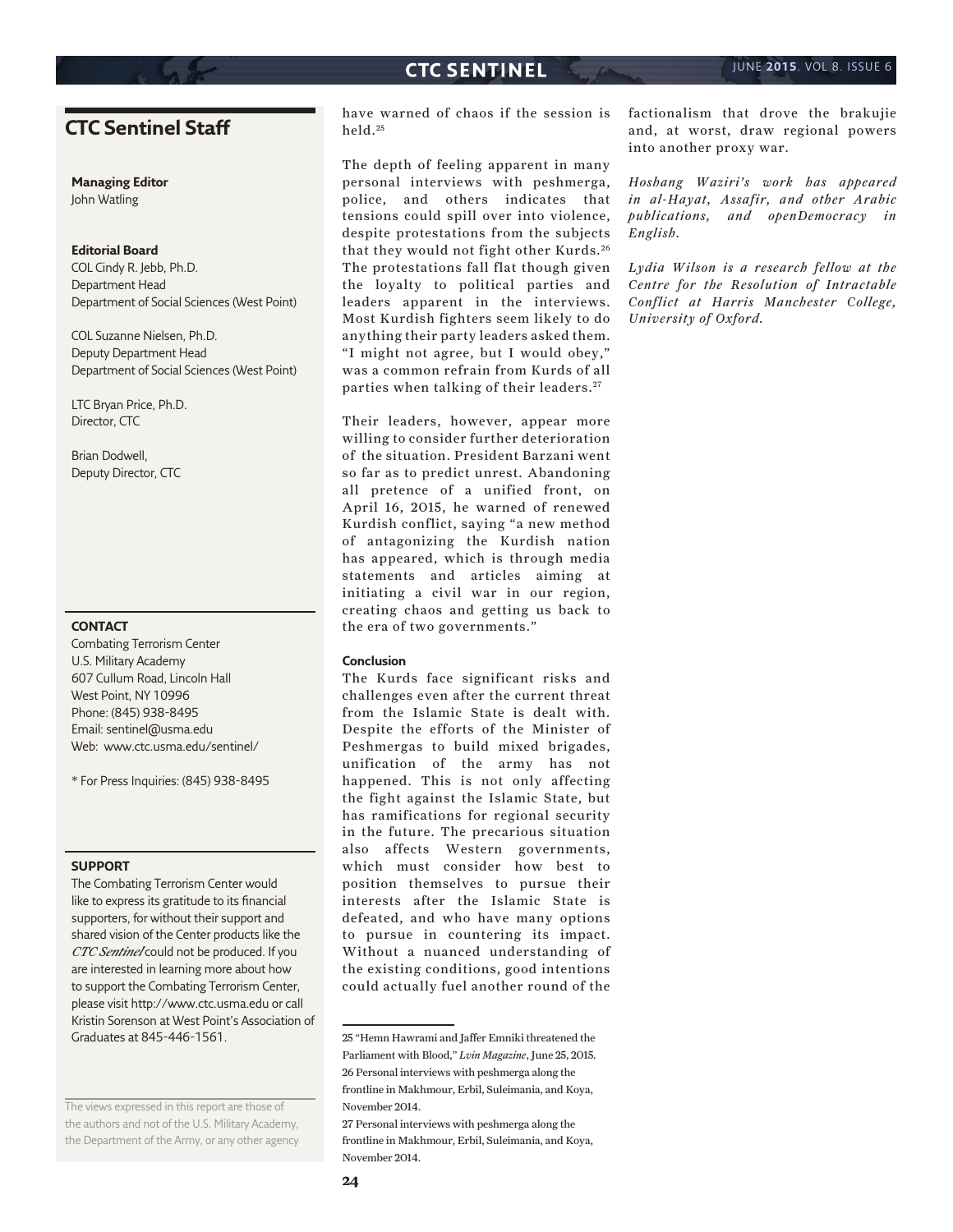have warned of chaos if the session is held.[25]

The depth of feeling apparent in many personal interviews with peshmerga, police, and others indicates that tensions could spill over into violence, despite protestations from the subjects that they would not fight other Kurds.[26] The protestations fall flat though given the loyalty to political parties and leaders apparent in the interviews. Most Kurdish fighters seem likely to do anything their party leaders asked them. "I might not agree, but I would obey," was a common refrain from Kurds of all parties when talking of their leaders.[27]

Their leaders, however, appear more willing to consider further deterioration of the situation. President Barzani went so far as to predict unrest. Abandoning all pretence of a unified front, on April 16, 2015, he warned of renewed Kurdish conflict, saying "a new method of antagonizing the Kurdish nation has appeared, which is through media statements and articles aiming at initiating a civil war in our region, creating chaos and getting us back to the era of two governments."

### Conclusion

The Kurds face significant risks and challenges even after the current threat from the Islamic State is dealt with. Despite the efforts of the Minister of Peshmergas to build mixed brigades, unification of the army has not happened. This is not only affecting the fight against the Islamic State, but has ramifications for regional security in the future. The precarious situation also affects Western governments, which must consider how best to position themselves to pursue their interests after the Islamic State is defeated, and who have many options to pursue in countering its impact. Without a nuanced understanding of the existing conditions, good intentions could actually fuel another round of the factionalism that drove the brakujie and, at worst, draw regional powers into another proxy war.

*Hoshang Waziri's work has appeared in al-Hayat, Assafir, and other Arabic publications, and openDemocracy in English.*

*Lydia Wilson is a research fellow at the Centre for the Resolution of Intractable Conflict at Harris Manchester College, University of Oxford.*

---

25 "Hemn Hawrami and Jaffer Emniki threatened the Parliament with Blood," *Lvin Magazine*, June 25, 2015.

26 Personal interviews with peshmerga along the frontline in Makhmour, Erbil, Suleimania, and Koya, November 2014.

27 Personal interviews with peshmerga along the frontline in Makhmour, Erbil, Suleimania, and Koya, November 2014.

---

## CTC Sentinel Staff

**Managing Editor**
John Watling

**Editorial Board**
COL Cindy R. Jebb, Ph.D.
Department Head
Department of Social Sciences (West Point)

COL Suzanne Nielsen, Ph.D.
Deputy Department Head
Department of Social Sciences (West Point)

LTC Bryan Price, Ph.D.
Director, CTC

Brian Dodwell,
Deputy Director, CTC

### CONTACT

Combating Terrorism Center
U.S. Military Academy
607 Cullum Road, Lincoln Hall
West Point, NY 10996
Phone: (845) 938-8495
Email: sentinel@usma.edu
Web: www.ctc.usma.edu/sentinel/

\* For Press Inquiries: (845) 938-8495

### SUPPORT

The Combating Terrorism Center would like to express its gratitude to its financial supporters, for without their support and shared vision of the Center products like the *CTC Sentinel* could not be produced. If you are interested in learning more about how to support the Combating Terrorism Center, please visit http://www.ctc.usma.edu or call Kristin Sorenson at West Point's Association of Graduates at 845-446-1561.

The views expressed in this report are those of the authors and not of the U.S. Military Academy, the Department of the Army, or any other agency